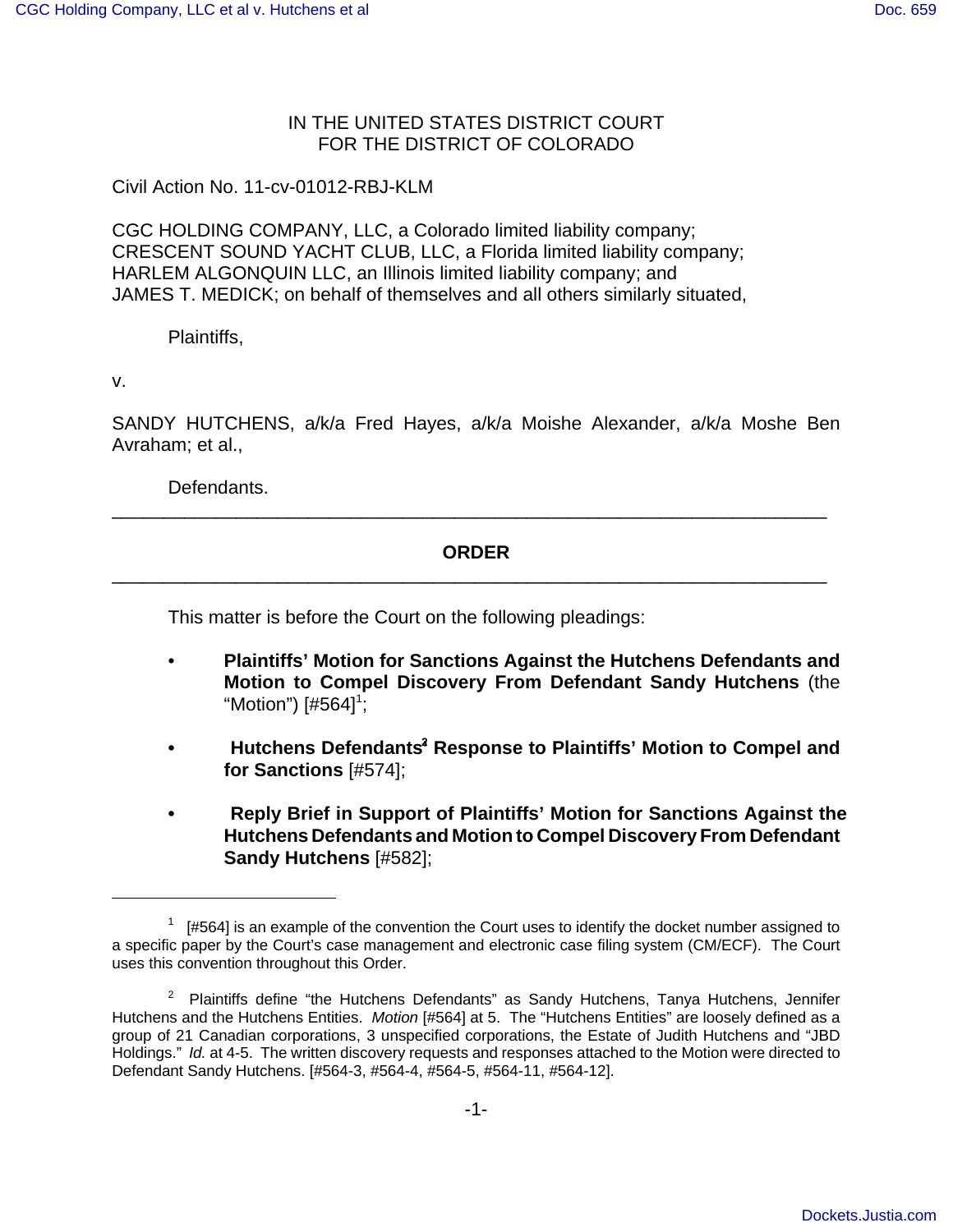IN THE UNITED STATES DISTRICT COURT
FOR THE DISTRICT OF COLORADO

Civil Action No. 11-cv-01012-RBJ-KLM

CGC HOLDING COMPANY, LLC, a Colorado limited liability company;
CRESCENT SOUND YACHT CLUB, LLC, a Florida limited liability company;
HARLEM ALGONQUIN LLC, an Illinois limited liability company; and
JAMES T. MEDICK; on behalf of themselves and all others similarly situated,

Plaintiffs,

v.

SANDY HUTCHENS, a/k/a Fred Hayes, a/k/a Moishe Alexander, a/k/a Moshe Ben Avraham; et al.,

Defendants.

---

## ORDER

---

This matter is before the Court on the following pleadings:

- **Plaintiffs' Motion for Sanctions Against the Hutchens Defendants and Motion to Compel Discovery From Defendant Sandy Hutchens** (the "Motion") [#564][1];
- **Hutchens Defendants[2] Response to Plaintiffs' Motion to Compel and for Sanctions** [#574];
- **Reply Brief in Support of Plaintiffs' Motion for Sanctions Against the Hutchens Defendants and Motion to Compel Discovery From Defendant Sandy Hutchens** [#582];

---

[1] [#564] is an example of the convention the Court uses to identify the docket number assigned to a specific paper by the Court's case management and electronic case filing system (CM/ECF). The Court uses this convention throughout this Order.

[2] Plaintiffs define "the Hutchens Defendants" as Sandy Hutchens, Tanya Hutchens, Jennifer Hutchens and the Hutchens Entities. *Motion* [#564] at 5. The "Hutchens Entities" are loosely defined as a group of 21 Canadian corporations, 3 unspecified corporations, the Estate of Judith Hutchens and "JBD Holdings." *Id.* at 4-5. The written discovery requests and responses attached to the Motion were directed to Defendant Sandy Hutchens. [#564-3, #564-4, #564-5, #564-11, #564-12].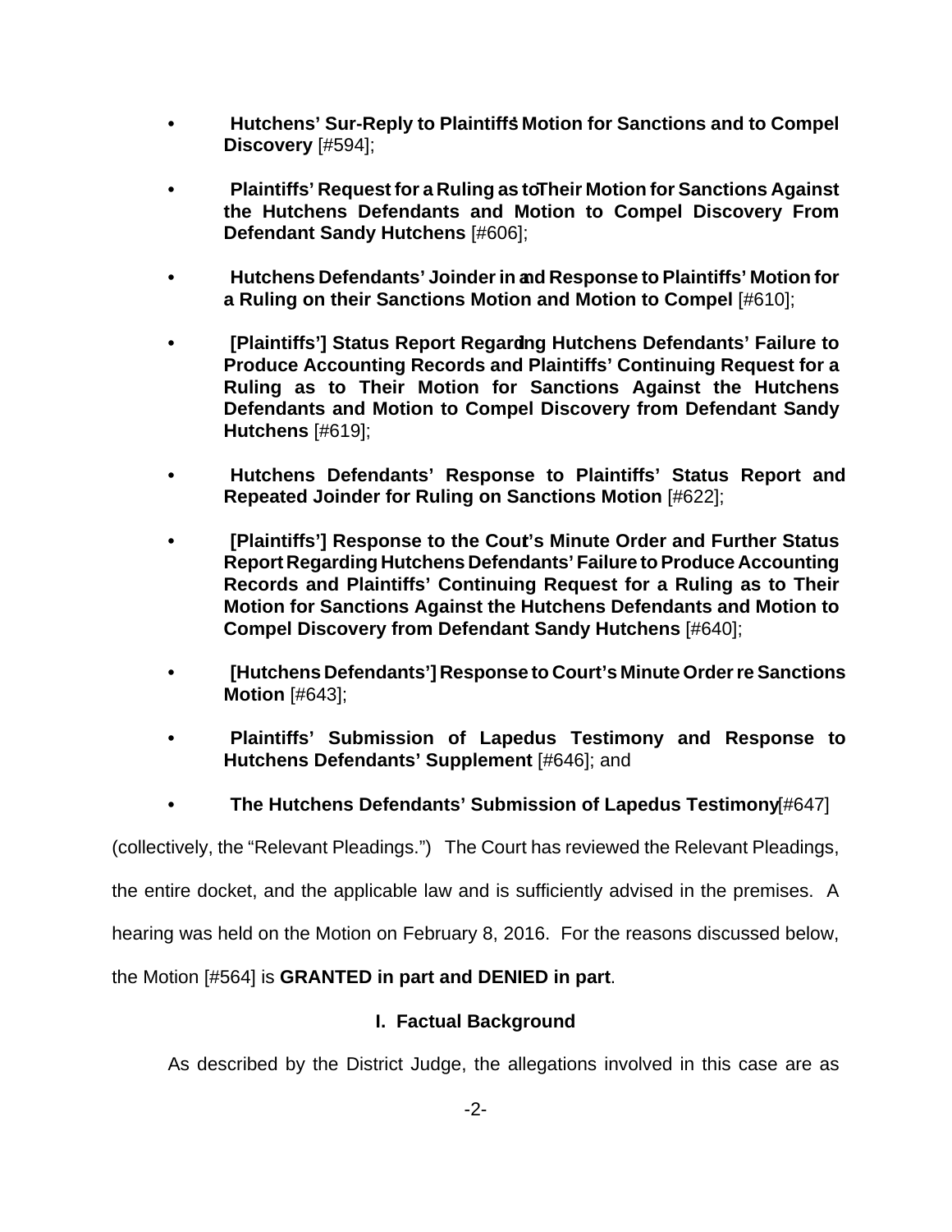- **Hutchens' Sur-Reply to Plaintiffs' Motion for Sanctions and to Compel Discovery** [#594];
- **Plaintiffs' Request for a Ruling as to Their Motion for Sanctions Against the Hutchens Defendants and Motion to Compel Discovery From Defendant Sandy Hutchens** [#606];
- **Hutchens Defendants' Joinder in and Response to Plaintiffs' Motion for a Ruling on their Sanctions Motion and Motion to Compel** [#610];
- **[Plaintiffs'] Status Report Regarding Hutchens Defendants' Failure to Produce Accounting Records and Plaintiffs' Continuing Request for a Ruling as to Their Motion for Sanctions Against the Hutchens Defendants and Motion to Compel Discovery from Defendant Sandy Hutchens** [#619];
- **Hutchens Defendants' Response to Plaintiffs' Status Report and Repeated Joinder for Ruling on Sanctions Motion** [#622];
- **[Plaintiffs'] Response to the Court's Minute Order and Further Status Report Regarding Hutchens Defendants' Failure to Produce Accounting Records and Plaintiffs' Continuing Request for a Ruling as to Their Motion for Sanctions Against the Hutchens Defendants and Motion to Compel Discovery from Defendant Sandy Hutchens** [#640];
- **[Hutchens Defendants'] Response to Court's Minute Order re Sanctions Motion** [#643];
- **Plaintiffs' Submission of Lapedus Testimony and Response to Hutchens Defendants' Supplement** [#646]; and
- **The Hutchens Defendants' Submission of Lapedus Testimony** [#647]

(collectively, the "Relevant Pleadings.") The Court has reviewed the Relevant Pleadings, the entire docket, and the applicable law and is sufficiently advised in the premises. A hearing was held on the Motion on February 8, 2016. For the reasons discussed below, the Motion [#564] is **GRANTED in part and DENIED in part**.

## I. Factual Background

As described by the District Judge, the allegations involved in this case are as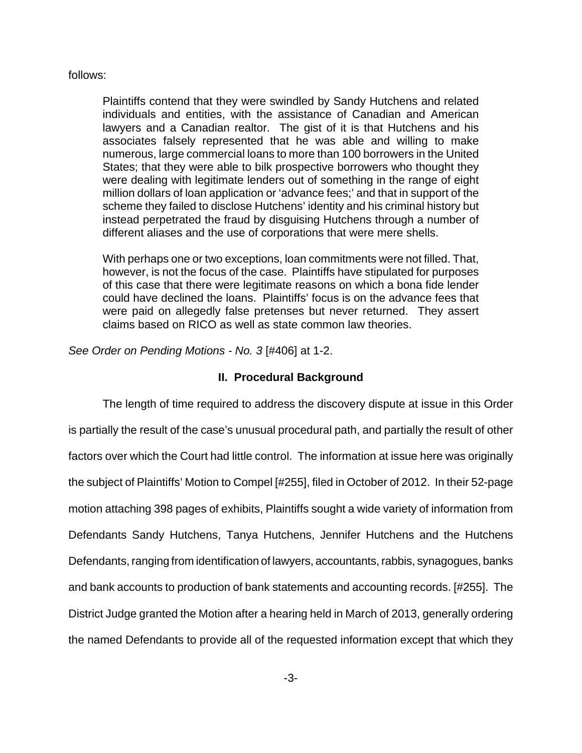follows:

> Plaintiffs contend that they were swindled by Sandy Hutchens and related individuals and entities, with the assistance of Canadian and American lawyers and a Canadian realtor. The gist of it is that Hutchens and his associates falsely represented that he was able and willing to make numerous, large commercial loans to more than 100 borrowers in the United States; that they were able to bilk prospective borrowers who thought they were dealing with legitimate lenders out of something in the range of eight million dollars of loan application or 'advance fees;' and that in support of the scheme they failed to disclose Hutchens' identity and his criminal history but instead perpetrated the fraud by disguising Hutchens through a number of different aliases and the use of corporations that were mere shells.
>
> With perhaps one or two exceptions, loan commitments were not filled. That, however, is not the focus of the case. Plaintiffs have stipulated for purposes of this case that there were legitimate reasons on which a bona fide lender could have declined the loans. Plaintiffs' focus is on the advance fees that were paid on allegedly false pretenses but never returned. They assert claims based on RICO as well as state common law theories.

*See Order on Pending Motions - No. 3* [#406] at 1-2.

## II. Procedural Background

The length of time required to address the discovery dispute at issue in this Order is partially the result of the case's unusual procedural path, and partially the result of other factors over which the Court had little control. The information at issue here was originally the subject of Plaintiffs' Motion to Compel [#255], filed in October of 2012. In their 52-page motion attaching 398 pages of exhibits, Plaintiffs sought a wide variety of information from Defendants Sandy Hutchens, Tanya Hutchens, Jennifer Hutchens and the Hutchens Defendants, ranging from identification of lawyers, accountants, rabbis, synagogues, banks and bank accounts to production of bank statements and accounting records. [#255]. The District Judge granted the Motion after a hearing held in March of 2013, generally ordering the named Defendants to provide all of the requested information except that which they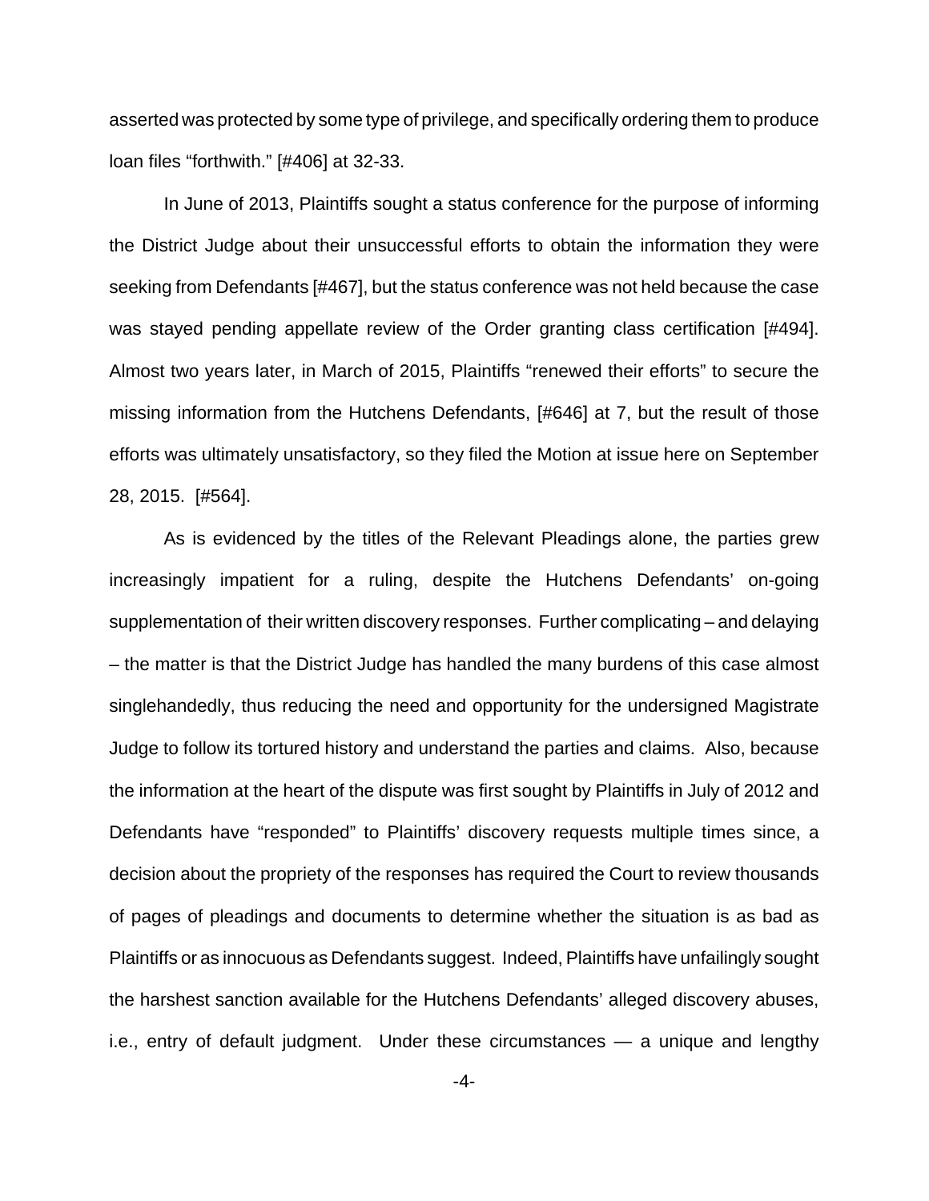asserted was protected by some type of privilege, and specifically ordering them to produce loan files "forthwith." [#406] at 32-33.

In June of 2013, Plaintiffs sought a status conference for the purpose of informing the District Judge about their unsuccessful efforts to obtain the information they were seeking from Defendants [#467], but the status conference was not held because the case was stayed pending appellate review of the Order granting class certification [#494]. Almost two years later, in March of 2015, Plaintiffs "renewed their efforts" to secure the missing information from the Hutchens Defendants, [#646] at 7, but the result of those efforts was ultimately unsatisfactory, so they filed the Motion at issue here on September 28, 2015. [#564].

As is evidenced by the titles of the Relevant Pleadings alone, the parties grew increasingly impatient for a ruling, despite the Hutchens Defendants' on-going supplementation of their written discovery responses. Further complicating – and delaying – the matter is that the District Judge has handled the many burdens of this case almost singlehandedly, thus reducing the need and opportunity for the undersigned Magistrate Judge to follow its tortured history and understand the parties and claims. Also, because the information at the heart of the dispute was first sought by Plaintiffs in July of 2012 and Defendants have "responded" to Plaintiffs' discovery requests multiple times since, a decision about the propriety of the responses has required the Court to review thousands of pages of pleadings and documents to determine whether the situation is as bad as Plaintiffs or as innocuous as Defendants suggest. Indeed, Plaintiffs have unfailingly sought the harshest sanction available for the Hutchens Defendants' alleged discovery abuses, i.e., entry of default judgment. Under these circumstances — a unique and lengthy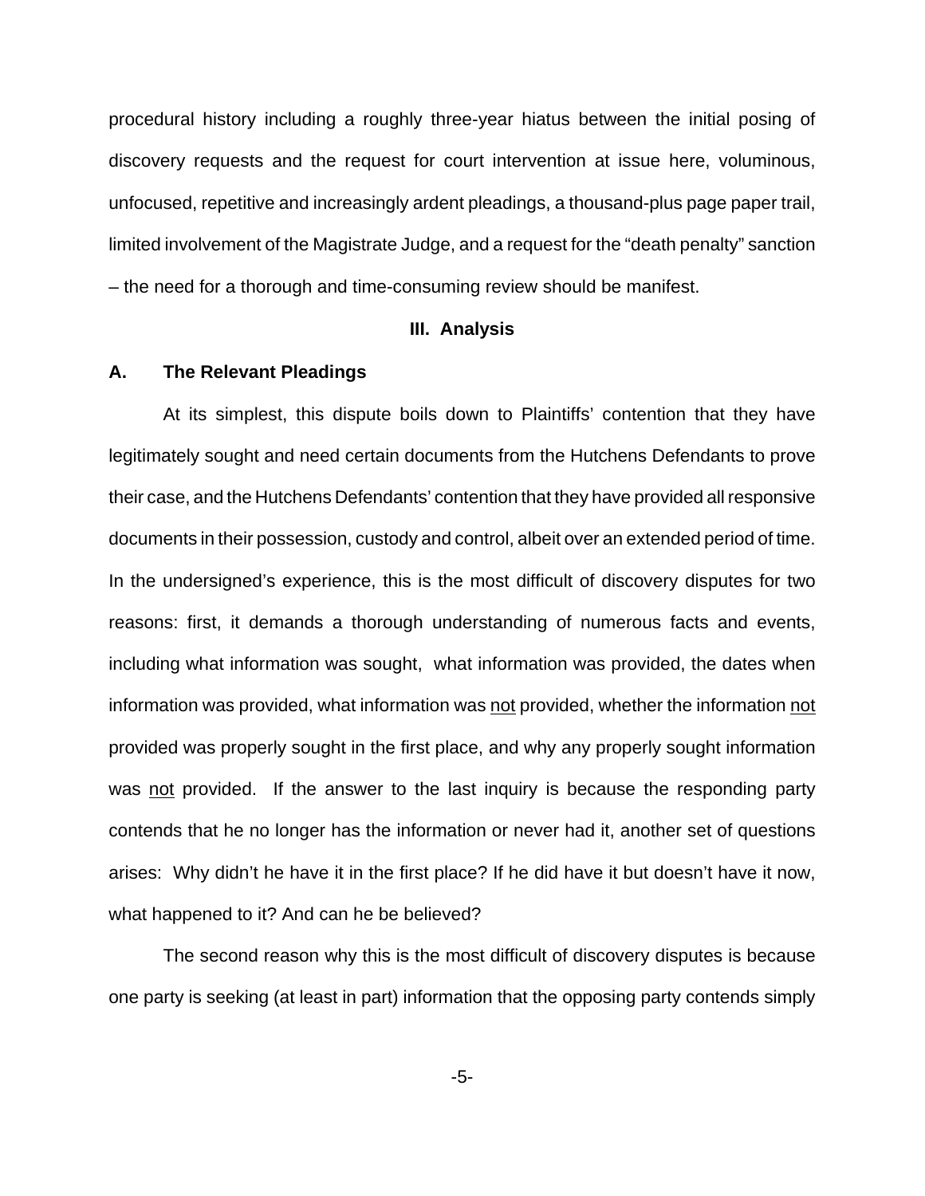procedural history including a roughly three-year hiatus between the initial posing of discovery requests and the request for court intervention at issue here, voluminous, unfocused, repetitive and increasingly ardent pleadings, a thousand-plus page paper trail, limited involvement of the Magistrate Judge, and a request for the "death penalty" sanction – the need for a thorough and time-consuming review should be manifest.

## III. Analysis

### A. The Relevant Pleadings

At its simplest, this dispute boils down to Plaintiffs' contention that they have legitimately sought and need certain documents from the Hutchens Defendants to prove their case, and the Hutchens Defendants' contention that they have provided all responsive documents in their possession, custody and control, albeit over an extended period of time. In the undersigned's experience, this is the most difficult of discovery disputes for two reasons: first, it demands a thorough understanding of numerous facts and events, including what information was sought, what information was provided, the dates when information was provided, what information was <u>not</u> provided, whether the information <u>not</u> provided was properly sought in the first place, and why any properly sought information was <u>not</u> provided. If the answer to the last inquiry is because the responding party contends that he no longer has the information or never had it, another set of questions arises: Why didn't he have it in the first place? If he did have it but doesn't have it now, what happened to it? And can he be believed?

The second reason why this is the most difficult of discovery disputes is because one party is seeking (at least in part) information that the opposing party contends simply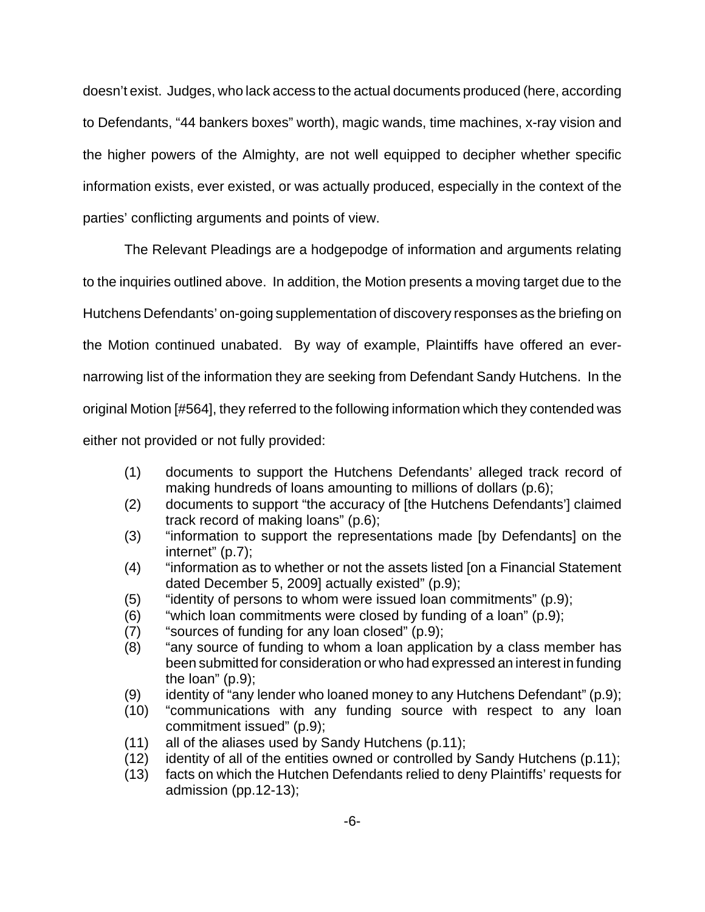doesn't exist. Judges, who lack access to the actual documents produced (here, according to Defendants, "44 bankers boxes" worth), magic wands, time machines, x-ray vision and the higher powers of the Almighty, are not well equipped to decipher whether specific information exists, ever existed, or was actually produced, especially in the context of the parties' conflicting arguments and points of view.

The Relevant Pleadings are a hodgepodge of information and arguments relating to the inquiries outlined above. In addition, the Motion presents a moving target due to the Hutchens Defendants' on-going supplementation of discovery responses as the briefing on the Motion continued unabated. By way of example, Plaintiffs have offered an ever-narrowing list of the information they are seeking from Defendant Sandy Hutchens. In the original Motion [#564], they referred to the following information which they contended was either not provided or not fully provided:

(1) documents to support the Hutchens Defendants' alleged track record of making hundreds of loans amounting to millions of dollars (p.6);
(2) documents to support "the accuracy of [the Hutchens Defendants'] claimed track record of making loans" (p.6);
(3) "information to support the representations made [by Defendants] on the internet" (p.7);
(4) "information as to whether or not the assets listed [on a Financial Statement dated December 5, 2009] actually existed" (p.9);
(5) "identity of persons to whom were issued loan commitments" (p.9);
(6) "which loan commitments were closed by funding of a loan" (p.9);
(7) "sources of funding for any loan closed" (p.9);
(8) "any source of funding to whom a loan application by a class member has been submitted for consideration or who had expressed an interest in funding the loan" (p.9);
(9) identity of "any lender who loaned money to any Hutchens Defendant" (p.9);
(10) "communications with any funding source with respect to any loan commitment issued" (p.9);
(11) all of the aliases used by Sandy Hutchens (p.11);
(12) identity of all of the entities owned or controlled by Sandy Hutchens (p.11);
(13) facts on which the Hutchen Defendants relied to deny Plaintiffs' requests for admission (pp.12-13);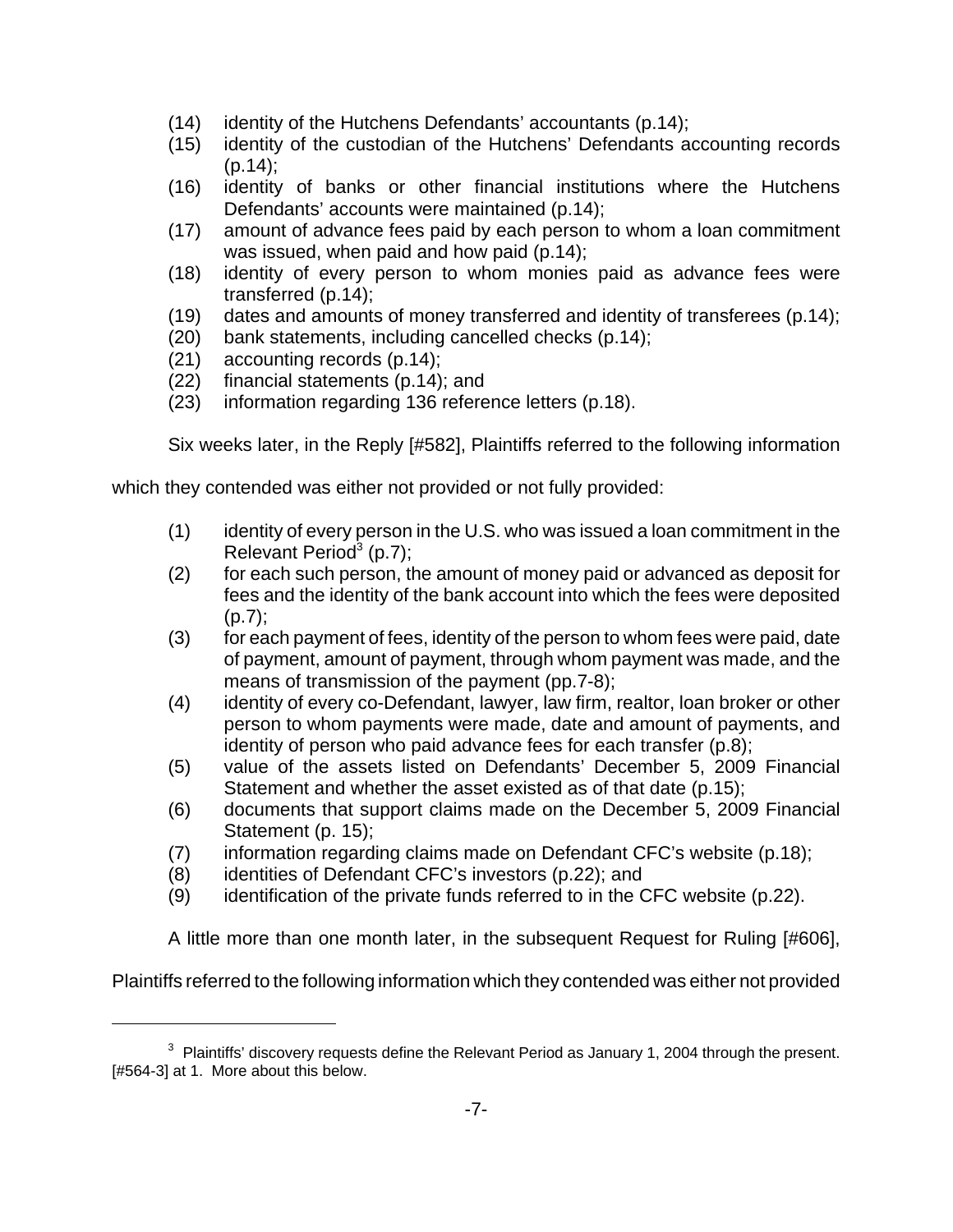(14) identity of the Hutchens Defendants' accountants (p.14);
(15) identity of the custodian of the Hutchens' Defendants accounting records (p.14);
(16) identity of banks or other financial institutions where the Hutchens Defendants' accounts were maintained (p.14);
(17) amount of advance fees paid by each person to whom a loan commitment was issued, when paid and how paid (p.14);
(18) identity of every person to whom monies paid as advance fees were transferred (p.14);
(19) dates and amounts of money transferred and identity of transferees (p.14);
(20) bank statements, including cancelled checks (p.14);
(21) accounting records (p.14);
(22) financial statements (p.14); and
(23) information regarding 136 reference letters (p.18).

Six weeks later, in the Reply [#582], Plaintiffs referred to the following information which they contended was either not provided or not fully provided:

(1) identity of every person in the U.S. who was issued a loan commitment in the Relevant Period[3] (p.7);
(2) for each such person, the amount of money paid or advanced as deposit for fees and the identity of the bank account into which the fees were deposited (p.7);
(3) for each payment of fees, identity of the person to whom fees were paid, date of payment, amount of payment, through whom payment was made, and the means of transmission of the payment (pp.7-8);
(4) identity of every co-Defendant, lawyer, law firm, realtor, loan broker or other person to whom payments were made, date and amount of payments, and identity of person who paid advance fees for each transfer (p.8);
(5) value of the assets listed on Defendants' December 5, 2009 Financial Statement and whether the asset existed as of that date (p.15);
(6) documents that support claims made on the December 5, 2009 Financial Statement (p. 15);
(7) information regarding claims made on Defendant CFC's website (p.18);
(8) identities of Defendant CFC's investors (p.22); and
(9) identification of the private funds referred to in the CFC website (p.22).

A little more than one month later, in the subsequent Request for Ruling [#606], Plaintiffs referred to the following information which they contended was either not provided

[3] Plaintiffs' discovery requests define the Relevant Period as January 1, 2004 through the present. [#564-3] at 1. More about this below.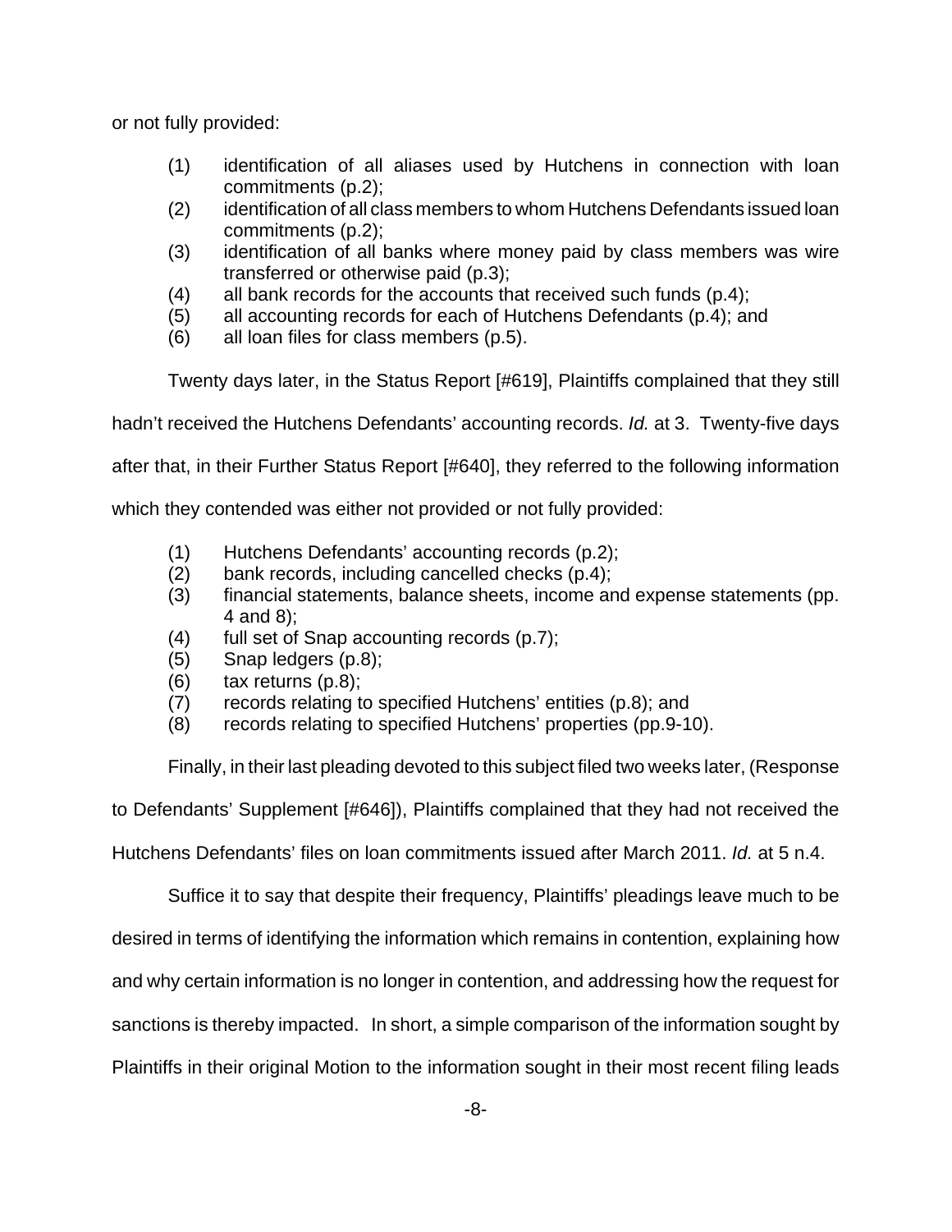or not fully provided:

(1) identification of all aliases used by Hutchens in connection with loan commitments (p.2);
(2) identification of all class members to whom Hutchens Defendants issued loan commitments (p.2);
(3) identification of all banks where money paid by class members was wire transferred or otherwise paid (p.3);
(4) all bank records for the accounts that received such funds (p.4);
(5) all accounting records for each of Hutchens Defendants (p.4); and
(6) all loan files for class members (p.5).

Twenty days later, in the Status Report [#619], Plaintiffs complained that they still hadn't received the Hutchens Defendants' accounting records. *Id.* at 3. Twenty-five days after that, in their Further Status Report [#640], they referred to the following information which they contended was either not provided or not fully provided:

(1) Hutchens Defendants' accounting records (p.2);
(2) bank records, including cancelled checks (p.4);
(3) financial statements, balance sheets, income and expense statements (pp. 4 and 8);
(4) full set of Snap accounting records (p.7);
(5) Snap ledgers (p.8);
(6) tax returns (p.8);
(7) records relating to specified Hutchens' entities (p.8); and
(8) records relating to specified Hutchens' properties (pp.9-10).

Finally, in their last pleading devoted to this subject filed two weeks later, (Response to Defendants' Supplement [#646]), Plaintiffs complained that they had not received the Hutchens Defendants' files on loan commitments issued after March 2011. *Id.* at 5 n.4.

Suffice it to say that despite their frequency, Plaintiffs' pleadings leave much to be desired in terms of identifying the information which remains in contention, explaining how and why certain information is no longer in contention, and addressing how the request for sanctions is thereby impacted. In short, a simple comparison of the information sought by Plaintiffs in their original Motion to the information sought in their most recent filing leads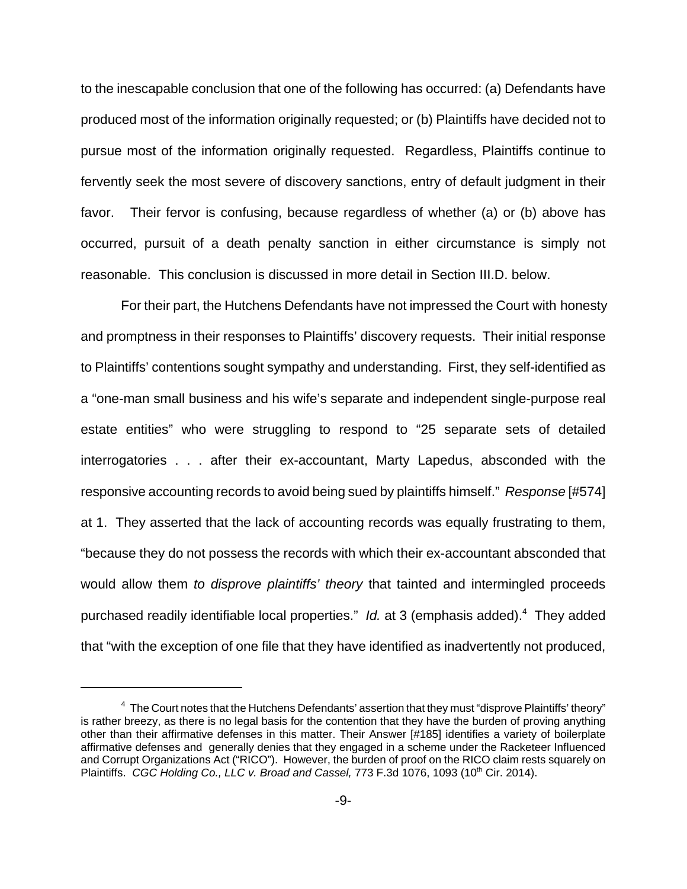to the inescapable conclusion that one of the following has occurred: (a) Defendants have produced most of the information originally requested; or (b) Plaintiffs have decided not to pursue most of the information originally requested. Regardless, Plaintiffs continue to fervently seek the most severe of discovery sanctions, entry of default judgment in their favor. Their fervor is confusing, because regardless of whether (a) or (b) above has occurred, pursuit of a death penalty sanction in either circumstance is simply not reasonable. This conclusion is discussed in more detail in Section III.D. below.

For their part, the Hutchens Defendants have not impressed the Court with honesty and promptness in their responses to Plaintiffs' discovery requests. Their initial response to Plaintiffs' contentions sought sympathy and understanding. First, they self-identified as a "one-man small business and his wife's separate and independent single-purpose real estate entities" who were struggling to respond to "25 separate sets of detailed interrogatories . . . after their ex-accountant, Marty Lapedus, absconded with the responsive accounting records to avoid being sued by plaintiffs himself." *Response* [#574] at 1. They asserted that the lack of accounting records was equally frustrating to them, "because they do not possess the records with which their ex-accountant absconded that would allow them *to disprove plaintiffs' theory* that tainted and intermingled proceeds purchased readily identifiable local properties." *Id.* at 3 (emphasis added).[4] They added that "with the exception of one file that they have identified as inadvertently not produced,

[4] The Court notes that the Hutchens Defendants' assertion that they must "disprove Plaintiffs' theory" is rather breezy, as there is no legal basis for the contention that they have the burden of proving anything other than their affirmative defenses in this matter. Their Answer [#185] identifies a variety of boilerplate affirmative defenses and generally denies that they engaged in a scheme under the Racketeer Influenced and Corrupt Organizations Act ("RICO"). However, the burden of proof on the RICO claim rests squarely on Plaintiffs. *CGC Holding Co., LLC v. Broad and Cassel,* 773 F.3d 1076, 1093 (10th Cir. 2014).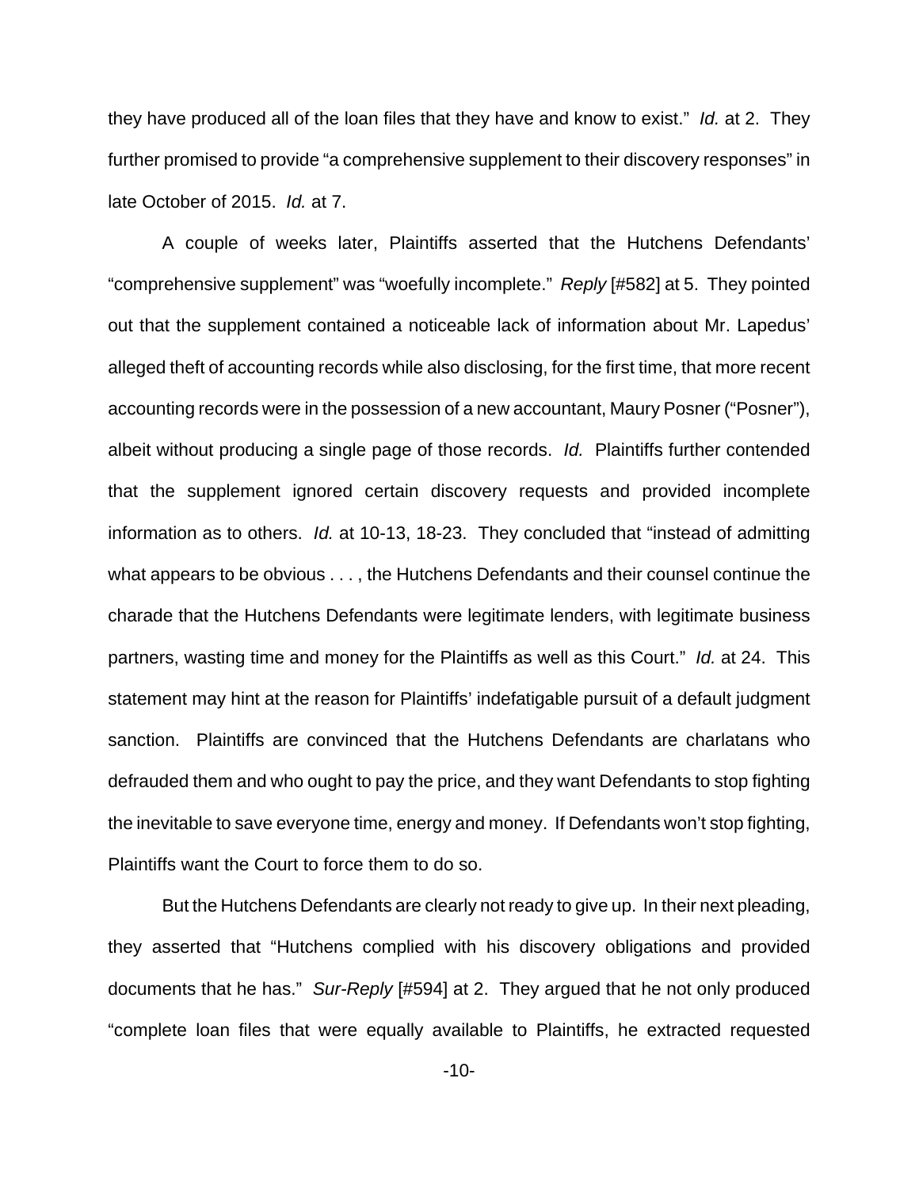they have produced all of the loan files that they have and know to exist." *Id.* at 2. They further promised to provide "a comprehensive supplement to their discovery responses" in late October of 2015. *Id.* at 7.

A couple of weeks later, Plaintiffs asserted that the Hutchens Defendants' "comprehensive supplement" was "woefully incomplete." *Reply* [#582] at 5. They pointed out that the supplement contained a noticeable lack of information about Mr. Lapedus' alleged theft of accounting records while also disclosing, for the first time, that more recent accounting records were in the possession of a new accountant, Maury Posner ("Posner"), albeit without producing a single page of those records. *Id.* Plaintiffs further contended that the supplement ignored certain discovery requests and provided incomplete information as to others. *Id.* at 10-13, 18-23. They concluded that "instead of admitting what appears to be obvious . . . , the Hutchens Defendants and their counsel continue the charade that the Hutchens Defendants were legitimate lenders, with legitimate business partners, wasting time and money for the Plaintiffs as well as this Court." *Id.* at 24. This statement may hint at the reason for Plaintiffs' indefatigable pursuit of a default judgment sanction. Plaintiffs are convinced that the Hutchens Defendants are charlatans who defrauded them and who ought to pay the price, and they want Defendants to stop fighting the inevitable to save everyone time, energy and money. If Defendants won't stop fighting, Plaintiffs want the Court to force them to do so.

But the Hutchens Defendants are clearly not ready to give up. In their next pleading, they asserted that "Hutchens complied with his discovery obligations and provided documents that he has." *Sur-Reply* [#594] at 2. They argued that he not only produced "complete loan files that were equally available to Plaintiffs, he extracted requested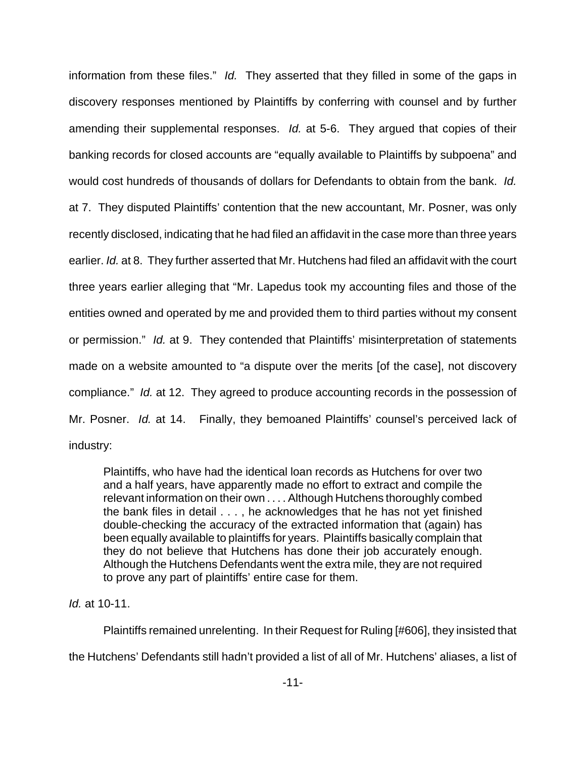information from these files." *Id.* They asserted that they filled in some of the gaps in discovery responses mentioned by Plaintiffs by conferring with counsel and by further amending their supplemental responses. *Id.* at 5-6. They argued that copies of their banking records for closed accounts are "equally available to Plaintiffs by subpoena" and would cost hundreds of thousands of dollars for Defendants to obtain from the bank. *Id.* at 7. They disputed Plaintiffs' contention that the new accountant, Mr. Posner, was only recently disclosed, indicating that he had filed an affidavit in the case more than three years earlier. *Id.* at 8. They further asserted that Mr. Hutchens had filed an affidavit with the court three years earlier alleging that "Mr. Lapedus took my accounting files and those of the entities owned and operated by me and provided them to third parties without my consent or permission." *Id.* at 9. They contended that Plaintiffs' misinterpretation of statements made on a website amounted to "a dispute over the merits [of the case], not discovery compliance." *Id.* at 12. They agreed to produce accounting records in the possession of Mr. Posner. *Id.* at 14. Finally, they bemoaned Plaintiffs' counsel's perceived lack of industry:

> Plaintiffs, who have had the identical loan records as Hutchens for over two and a half years, have apparently made no effort to extract and compile the relevant information on their own . . . . Although Hutchens thoroughly combed the bank files in detail . . . , he acknowledges that he has not yet finished double-checking the accuracy of the extracted information that (again) has been equally available to plaintiffs for years. Plaintiffs basically complain that they do not believe that Hutchens has done their job accurately enough. Although the Hutchens Defendants went the extra mile, they are not required to prove any part of plaintiffs' entire case for them.

*Id.* at 10-11.

Plaintiffs remained unrelenting. In their Request for Ruling [#606], they insisted that the Hutchens' Defendants still hadn't provided a list of all of Mr. Hutchens' aliases, a list of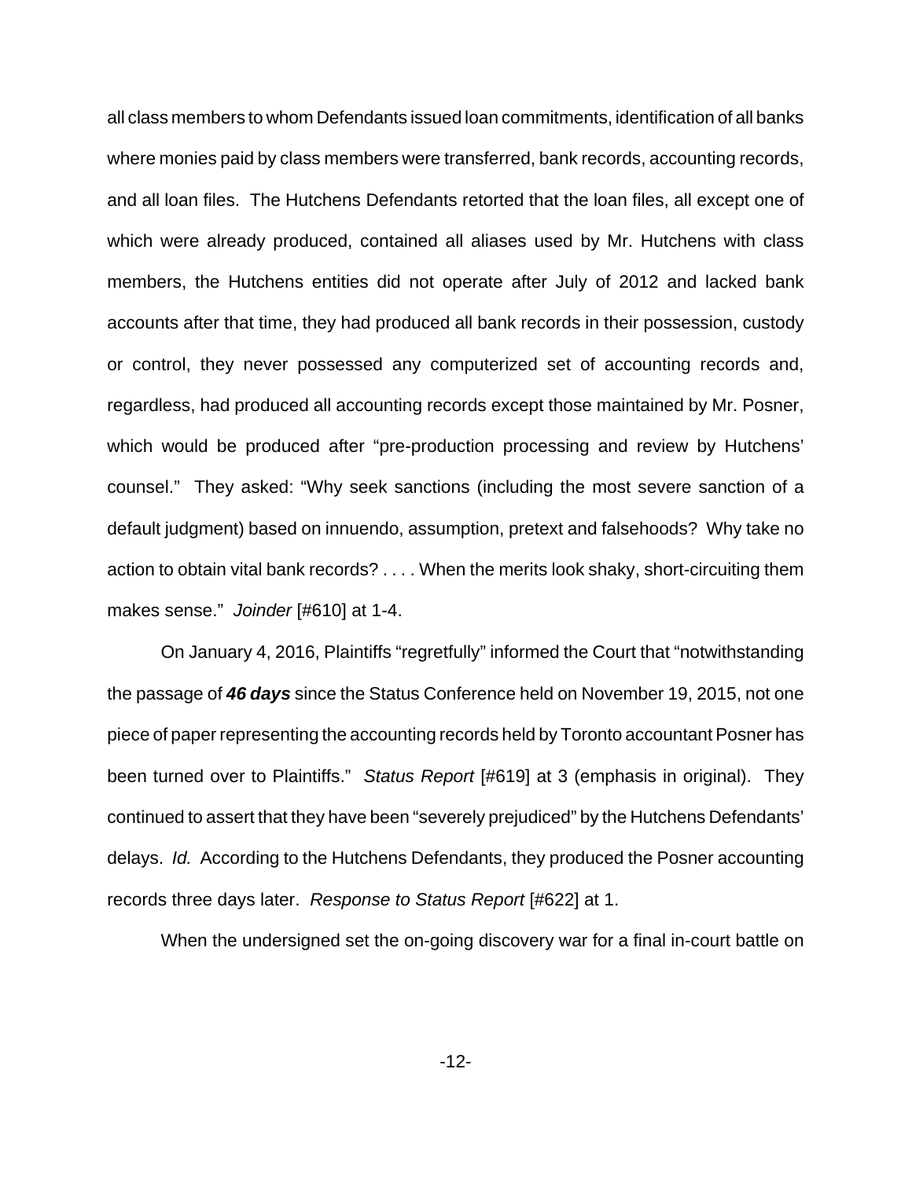all class members to whom Defendants issued loan commitments, identification of all banks where monies paid by class members were transferred, bank records, accounting records, and all loan files. The Hutchens Defendants retorted that the loan files, all except one of which were already produced, contained all aliases used by Mr. Hutchens with class members, the Hutchens entities did not operate after July of 2012 and lacked bank accounts after that time, they had produced all bank records in their possession, custody or control, they never possessed any computerized set of accounting records and, regardless, had produced all accounting records except those maintained by Mr. Posner, which would be produced after "pre-production processing and review by Hutchens' counsel." They asked: "Why seek sanctions (including the most severe sanction of a default judgment) based on innuendo, assumption, pretext and falsehoods? Why take no action to obtain vital bank records? . . . . When the merits look shaky, short-circuiting them makes sense." *Joinder* [#610] at 1-4.

On January 4, 2016, Plaintiffs "regretfully" informed the Court that "notwithstanding the passage of ***46 days*** since the Status Conference held on November 19, 2015, not one piece of paper representing the accounting records held by Toronto accountant Posner has been turned over to Plaintiffs." *Status Report* [#619] at 3 (emphasis in original). They continued to assert that they have been "severely prejudiced" by the Hutchens Defendants' delays. *Id.* According to the Hutchens Defendants, they produced the Posner accounting records three days later. *Response to Status Report* [#622] at 1.

When the undersigned set the on-going discovery war for a final in-court battle on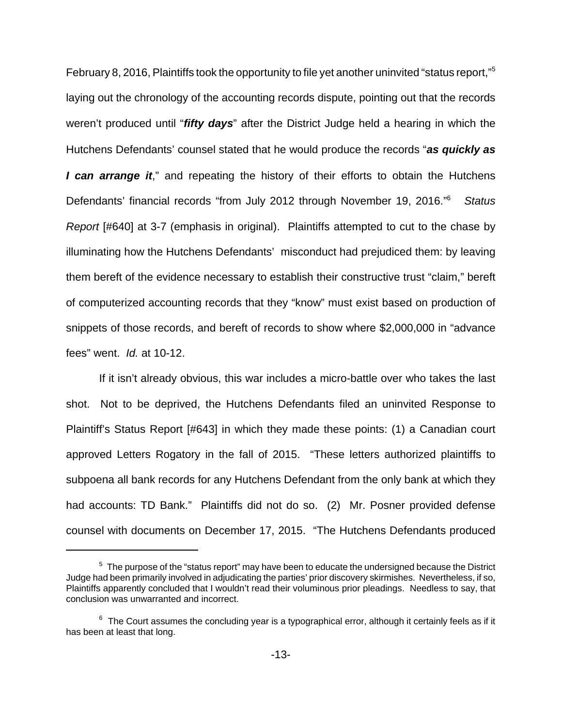February 8, 2016, Plaintiffs took the opportunity to file yet another uninvited "status report,"[5] laying out the chronology of the accounting records dispute, pointing out that the records weren't produced until "***fifty days***" after the District Judge held a hearing in which the Hutchens Defendants' counsel stated that he would produce the records "***as quickly as I can arrange it***," and repeating the history of their efforts to obtain the Hutchens Defendants' financial records "from July 2012 through November 19, 2016."[6] *Status Report* [#640] at 3-7 (emphasis in original). Plaintiffs attempted to cut to the chase by illuminating how the Hutchens Defendants' misconduct had prejudiced them: by leaving them bereft of the evidence necessary to establish their constructive trust "claim," bereft of computerized accounting records that they "know" must exist based on production of snippets of those records, and bereft of records to show where $2,000,000 in "advance fees" went. *Id.* at 10-12.

If it isn't already obvious, this war includes a micro-battle over who takes the last shot. Not to be deprived, the Hutchens Defendants filed an uninvited Response to Plaintiff's Status Report [#643] in which they made these points: (1) a Canadian court approved Letters Rogatory in the fall of 2015. "These letters authorized plaintiffs to subpoena all bank records for any Hutchens Defendant from the only bank at which they had accounts: TD Bank." Plaintiffs did not do so. (2) Mr. Posner provided defense counsel with documents on December 17, 2015. "The Hutchens Defendants produced

---

[5] The purpose of the "status report" may have been to educate the undersigned because the District Judge had been primarily involved in adjudicating the parties' prior discovery skirmishes. Nevertheless, if so, Plaintiffs apparently concluded that I wouldn't read their voluminous prior pleadings. Needless to say, that conclusion was unwarranted and incorrect.

[6] The Court assumes the concluding year is a typographical error, although it certainly feels as if it has been at least that long.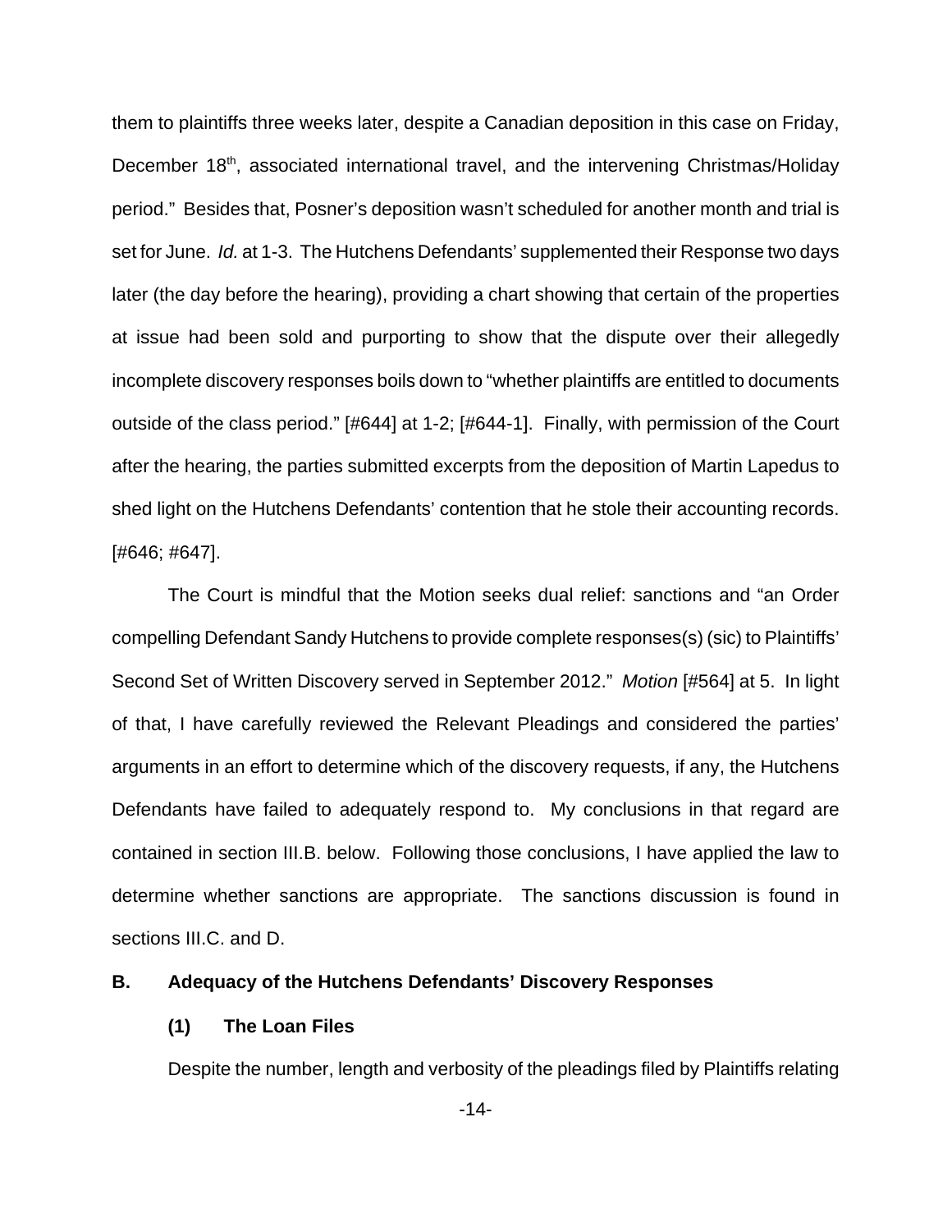them to plaintiffs three weeks later, despite a Canadian deposition in this case on Friday, December 18th, associated international travel, and the intervening Christmas/Holiday period." Besides that, Posner's deposition wasn't scheduled for another month and trial is set for June. *Id.* at 1-3. The Hutchens Defendants' supplemented their Response two days later (the day before the hearing), providing a chart showing that certain of the properties at issue had been sold and purporting to show that the dispute over their allegedly incomplete discovery responses boils down to "whether plaintiffs are entitled to documents outside of the class period." [#644] at 1-2; [#644-1]. Finally, with permission of the Court after the hearing, the parties submitted excerpts from the deposition of Martin Lapedus to shed light on the Hutchens Defendants' contention that he stole their accounting records. [#646; #647].

The Court is mindful that the Motion seeks dual relief: sanctions and "an Order compelling Defendant Sandy Hutchens to provide complete responses(s) (sic) to Plaintiffs' Second Set of Written Discovery served in September 2012." *Motion* [#564] at 5. In light of that, I have carefully reviewed the Relevant Pleadings and considered the parties' arguments in an effort to determine which of the discovery requests, if any, the Hutchens Defendants have failed to adequately respond to. My conclusions in that regard are contained in section III.B. below. Following those conclusions, I have applied the law to determine whether sanctions are appropriate. The sanctions discussion is found in sections III.C. and D.

**B. Adequacy of the Hutchens Defendants' Discovery Responses**

**(1) The Loan Files**

Despite the number, length and verbosity of the pleadings filed by Plaintiffs relating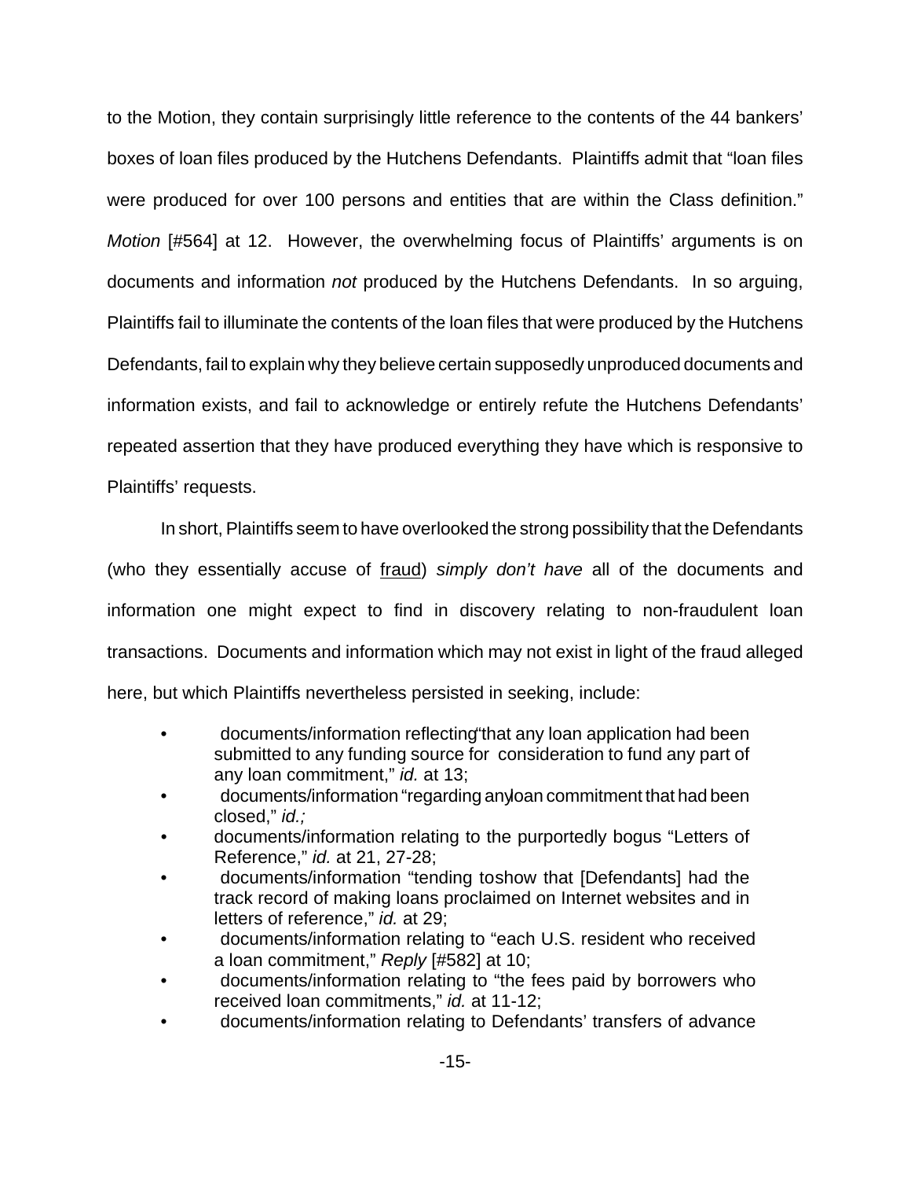to the Motion, they contain surprisingly little reference to the contents of the 44 bankers' boxes of loan files produced by the Hutchens Defendants. Plaintiffs admit that "loan files were produced for over 100 persons and entities that are within the Class definition." *Motion* [#564] at 12. However, the overwhelming focus of Plaintiffs' arguments is on documents and information *not* produced by the Hutchens Defendants. In so arguing, Plaintiffs fail to illuminate the contents of the loan files that were produced by the Hutchens Defendants, fail to explain why they believe certain supposedly unproduced documents and information exists, and fail to acknowledge or entirely refute the Hutchens Defendants' repeated assertion that they have produced everything they have which is responsive to Plaintiffs' requests.

In short, Plaintiffs seem to have overlooked the strong possibility that the Defendants (who they essentially accuse of <u>fraud</u>) *simply don't have* all of the documents and information one might expect to find in discovery relating to non-fraudulent loan transactions. Documents and information which may not exist in light of the fraud alleged here, but which Plaintiffs nevertheless persisted in seeking, include:

- documents/information reflecting "that any loan application had been submitted to any funding source for consideration to fund any part of any loan commitment," *id.* at 13;
- documents/information "regarding any loan commitment that had been closed," *id.;*
- documents/information relating to the purportedly bogus "Letters of Reference," *id.* at 21, 27-28;
- documents/information "tending to show that [Defendants] had the track record of making loans proclaimed on Internet websites and in letters of reference," *id.* at 29;
- documents/information relating to "each U.S. resident who received a loan commitment," *Reply* [#582] at 10;
- documents/information relating to "the fees paid by borrowers who received loan commitments," *id.* at 11-12;
- documents/information relating to Defendants' transfers of advance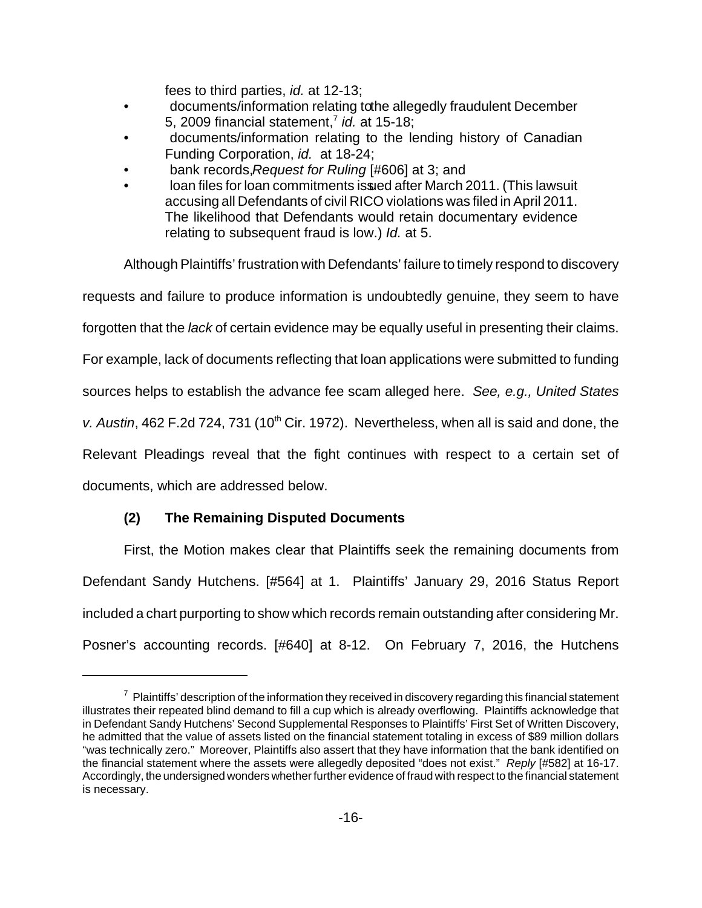fees to third parties, *id.* at 12-13;

- documents/information relating to the allegedly fraudulent December 5, 2009 financial statement,[7] *id.* at 15-18;
- documents/information relating to the lending history of Canadian Funding Corporation, *id.* at 18-24;
- bank records, *Request for Ruling* [#606] at 3; and
- loan files for loan commitments issued after March 2011. (This lawsuit accusing all Defendants of civil RICO violations was filed in April 2011. The likelihood that Defendants would retain documentary evidence relating to subsequent fraud is low.) *Id.* at 5.

Although Plaintiffs' frustration with Defendants' failure to timely respond to discovery requests and failure to produce information is undoubtedly genuine, they seem to have forgotten that the *lack* of certain evidence may be equally useful in presenting their claims. For example, lack of documents reflecting that loan applications were submitted to funding sources helps to establish the advance fee scam alleged here. *See, e.g., United States v. Austin*, 462 F.2d 724, 731 (10th Cir. 1972). Nevertheless, when all is said and done, the Relevant Pleadings reveal that the fight continues with respect to a certain set of documents, which are addressed below.

**(2) The Remaining Disputed Documents**

First, the Motion makes clear that Plaintiffs seek the remaining documents from Defendant Sandy Hutchens. [#564] at 1. Plaintiffs' January 29, 2016 Status Report included a chart purporting to show which records remain outstanding after considering Mr. Posner's accounting records. [#640] at 8-12. On February 7, 2016, the Hutchens

[7] Plaintiffs' description of the information they received in discovery regarding this financial statement illustrates their repeated blind demand to fill a cup which is already overflowing. Plaintiffs acknowledge that in Defendant Sandy Hutchens' Second Supplemental Responses to Plaintiffs' First Set of Written Discovery, he admitted that the value of assets listed on the financial statement totaling in excess of $89 million dollars "was technically zero." Moreover, Plaintiffs also assert that they have information that the bank identified on the financial statement where the assets were allegedly deposited "does not exist." *Reply* [#582] at 16-17. Accordingly, the undersigned wonders whether further evidence of fraud with respect to the financial statement is necessary.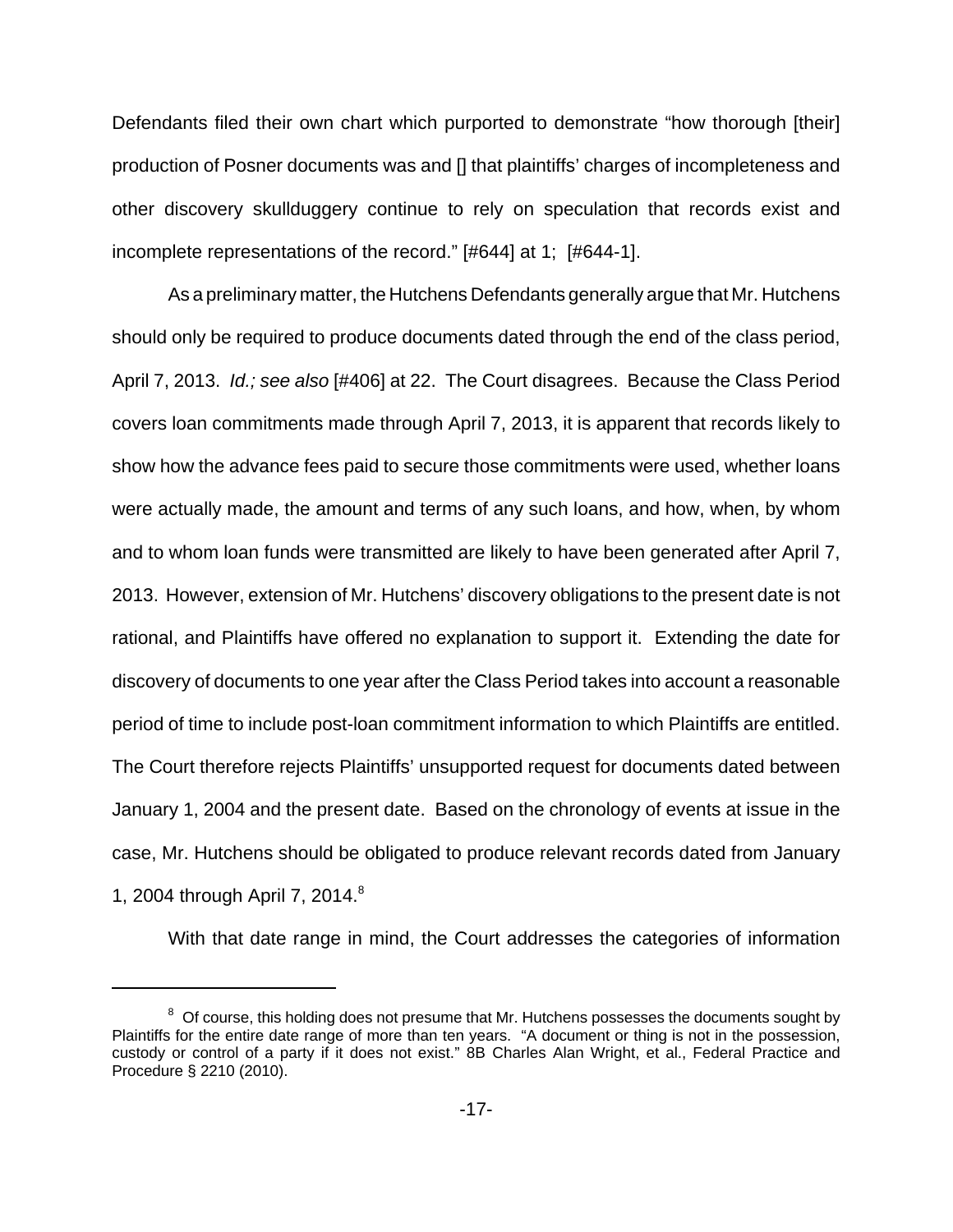Defendants filed their own chart which purported to demonstrate "how thorough [their] production of Posner documents was and [] that plaintiffs' charges of incompleteness and other discovery skullduggery continue to rely on speculation that records exist and incomplete representations of the record." [#644] at 1; [#644-1].

As a preliminary matter, the Hutchens Defendants generally argue that Mr. Hutchens should only be required to produce documents dated through the end of the class period, April 7, 2013. *Id.; see also* [#406] at 22. The Court disagrees. Because the Class Period covers loan commitments made through April 7, 2013, it is apparent that records likely to show how the advance fees paid to secure those commitments were used, whether loans were actually made, the amount and terms of any such loans, and how, when, by whom and to whom loan funds were transmitted are likely to have been generated after April 7, 2013. However, extension of Mr. Hutchens' discovery obligations to the present date is not rational, and Plaintiffs have offered no explanation to support it. Extending the date for discovery of documents to one year after the Class Period takes into account a reasonable period of time to include post-loan commitment information to which Plaintiffs are entitled. The Court therefore rejects Plaintiffs' unsupported request for documents dated between January 1, 2004 and the present date. Based on the chronology of events at issue in the case, Mr. Hutchens should be obligated to produce relevant records dated from January 1, 2004 through April 7, 2014.[8]

With that date range in mind, the Court addresses the categories of information

---

[8] Of course, this holding does not presume that Mr. Hutchens possesses the documents sought by Plaintiffs for the entire date range of more than ten years. "A document or thing is not in the possession, custody or control of a party if it does not exist." 8B Charles Alan Wright, et al., Federal Practice and Procedure § 2210 (2010).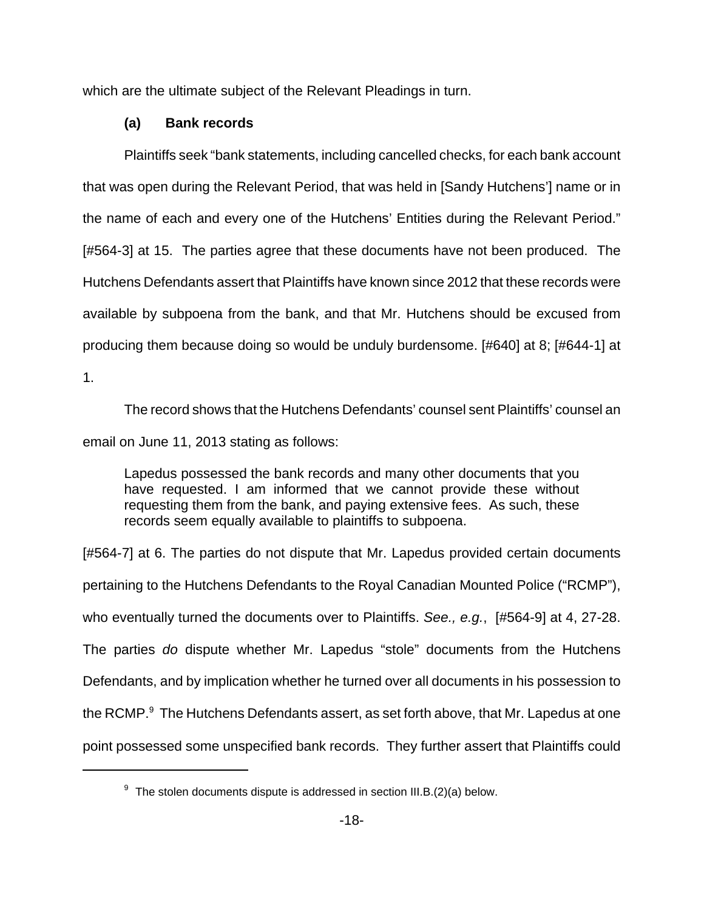which are the ultimate subject of the Relevant Pleadings in turn.

**(a) Bank records**

Plaintiffs seek "bank statements, including cancelled checks, for each bank account that was open during the Relevant Period, that was held in [Sandy Hutchens'] name or in the name of each and every one of the Hutchens' Entities during the Relevant Period." [#564-3] at 15. The parties agree that these documents have not been produced. The Hutchens Defendants assert that Plaintiffs have known since 2012 that these records were available by subpoena from the bank, and that Mr. Hutchens should be excused from producing them because doing so would be unduly burdensome. [#640] at 8; [#644-1] at 1.

The record shows that the Hutchens Defendants' counsel sent Plaintiffs' counsel an email on June 11, 2013 stating as follows:

> Lapedus possessed the bank records and many other documents that you have requested. I am informed that we cannot provide these without requesting them from the bank, and paying extensive fees. As such, these records seem equally available to plaintiffs to subpoena.

[#564-7] at 6. The parties do not dispute that Mr. Lapedus provided certain documents pertaining to the Hutchens Defendants to the Royal Canadian Mounted Police ("RCMP"), who eventually turned the documents over to Plaintiffs. *See., e.g.*, [#564-9] at 4, 27-28. The parties *do* dispute whether Mr. Lapedus "stole" documents from the Hutchens Defendants, and by implication whether he turned over all documents in his possession to the RCMP.[9] The Hutchens Defendants assert, as set forth above, that Mr. Lapedus at one point possessed some unspecified bank records. They further assert that Plaintiffs could

[9] The stolen documents dispute is addressed in section III.B.(2)(a) below.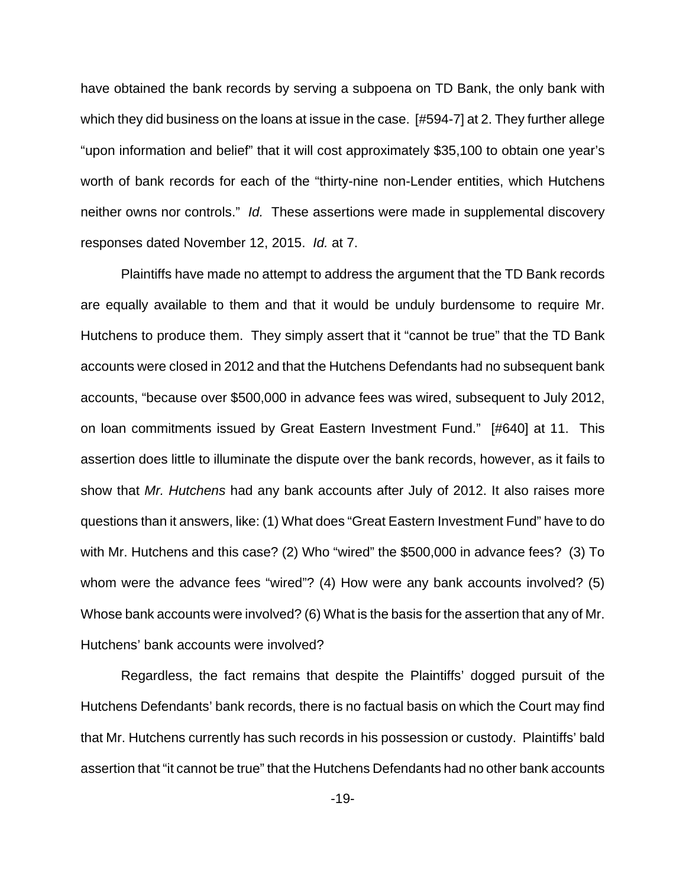have obtained the bank records by serving a subpoena on TD Bank, the only bank with which they did business on the loans at issue in the case. [#594-7] at 2. They further allege "upon information and belief" that it will cost approximately $35,100 to obtain one year's worth of bank records for each of the "thirty-nine non-Lender entities, which Hutchens neither owns nor controls." *Id.* These assertions were made in supplemental discovery responses dated November 12, 2015. *Id.* at 7.

Plaintiffs have made no attempt to address the argument that the TD Bank records are equally available to them and that it would be unduly burdensome to require Mr. Hutchens to produce them. They simply assert that it "cannot be true" that the TD Bank accounts were closed in 2012 and that the Hutchens Defendants had no subsequent bank accounts, "because over $500,000 in advance fees was wired, subsequent to July 2012, on loan commitments issued by Great Eastern Investment Fund." [#640] at 11. This assertion does little to illuminate the dispute over the bank records, however, as it fails to show that *Mr. Hutchens* had any bank accounts after July of 2012. It also raises more questions than it answers, like: (1) What does "Great Eastern Investment Fund" have to do with Mr. Hutchens and this case? (2) Who "wired" the $500,000 in advance fees? (3) To whom were the advance fees "wired"? (4) How were any bank accounts involved? (5) Whose bank accounts were involved? (6) What is the basis for the assertion that any of Mr. Hutchens' bank accounts were involved?

Regardless, the fact remains that despite the Plaintiffs' dogged pursuit of the Hutchens Defendants' bank records, there is no factual basis on which the Court may find that Mr. Hutchens currently has such records in his possession or custody. Plaintiffs' bald assertion that "it cannot be true" that the Hutchens Defendants had no other bank accounts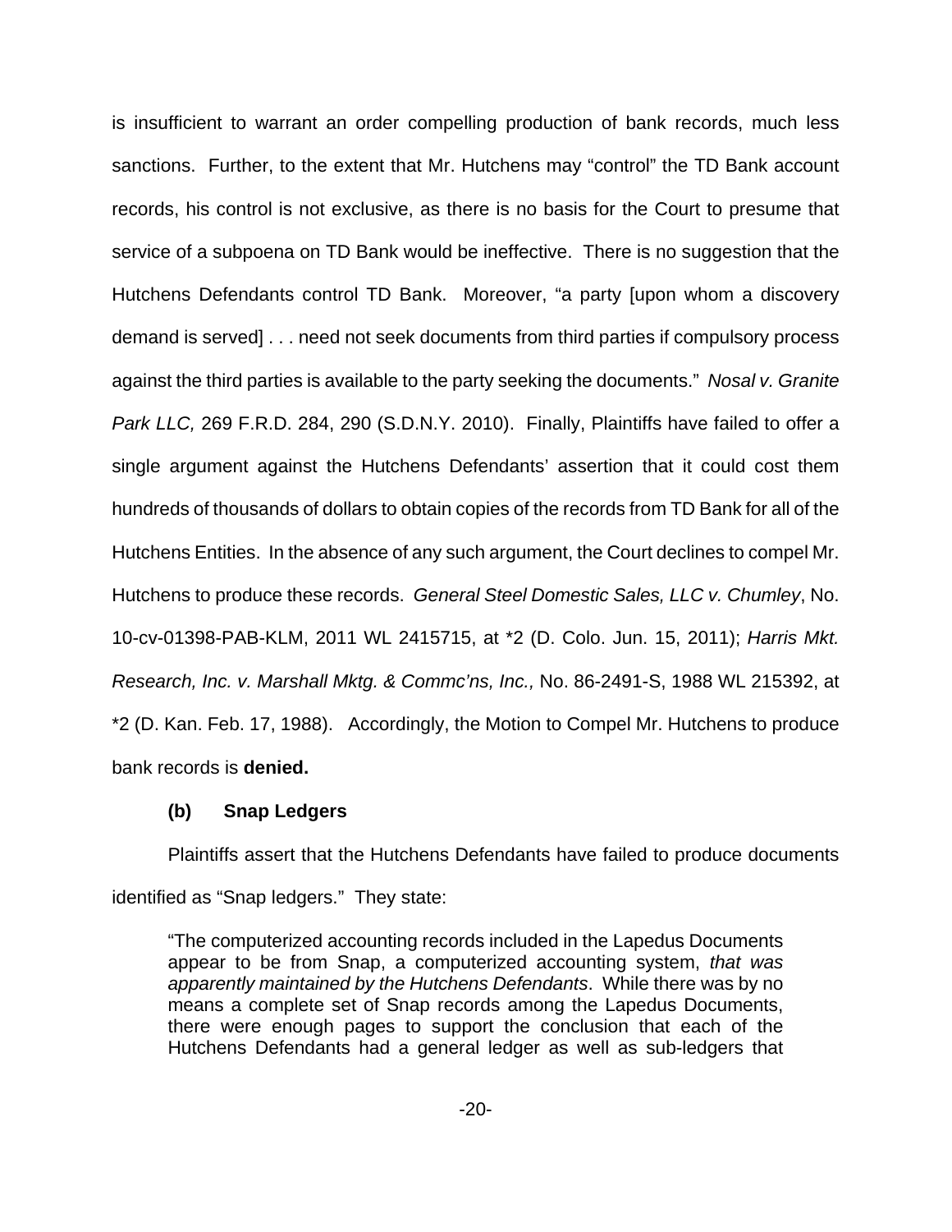is insufficient to warrant an order compelling production of bank records, much less sanctions. Further, to the extent that Mr. Hutchens may "control" the TD Bank account records, his control is not exclusive, as there is no basis for the Court to presume that service of a subpoena on TD Bank would be ineffective. There is no suggestion that the Hutchens Defendants control TD Bank. Moreover, "a party [upon whom a discovery demand is served] . . . need not seek documents from third parties if compulsory process against the third parties is available to the party seeking the documents." *Nosal v. Granite Park LLC,* 269 F.R.D. 284, 290 (S.D.N.Y. 2010). Finally, Plaintiffs have failed to offer a single argument against the Hutchens Defendants' assertion that it could cost them hundreds of thousands of dollars to obtain copies of the records from TD Bank for all of the Hutchens Entities. In the absence of any such argument, the Court declines to compel Mr. Hutchens to produce these records. *General Steel Domestic Sales, LLC v. Chumley*, No. 10-cv-01398-PAB-KLM, 2011 WL 2415715, at *2 (D. Colo. Jun. 15, 2011); *Harris Mkt. Research, Inc. v. Marshall Mktg. & Commc'ns, Inc.,* No. 86-2491-S, 1988 WL 215392, at *2 (D. Kan. Feb. 17, 1988). Accordingly, the Motion to Compel Mr. Hutchens to produce bank records is **denied.**

**(b) Snap Ledgers**

Plaintiffs assert that the Hutchens Defendants have failed to produce documents identified as "Snap ledgers." They state:

> "The computerized accounting records included in the Lapedus Documents appear to be from Snap, a computerized accounting system, *that was apparently maintained by the Hutchens Defendants*. While there was by no means a complete set of Snap records among the Lapedus Documents, there were enough pages to support the conclusion that each of the Hutchens Defendants had a general ledger as well as sub-ledgers that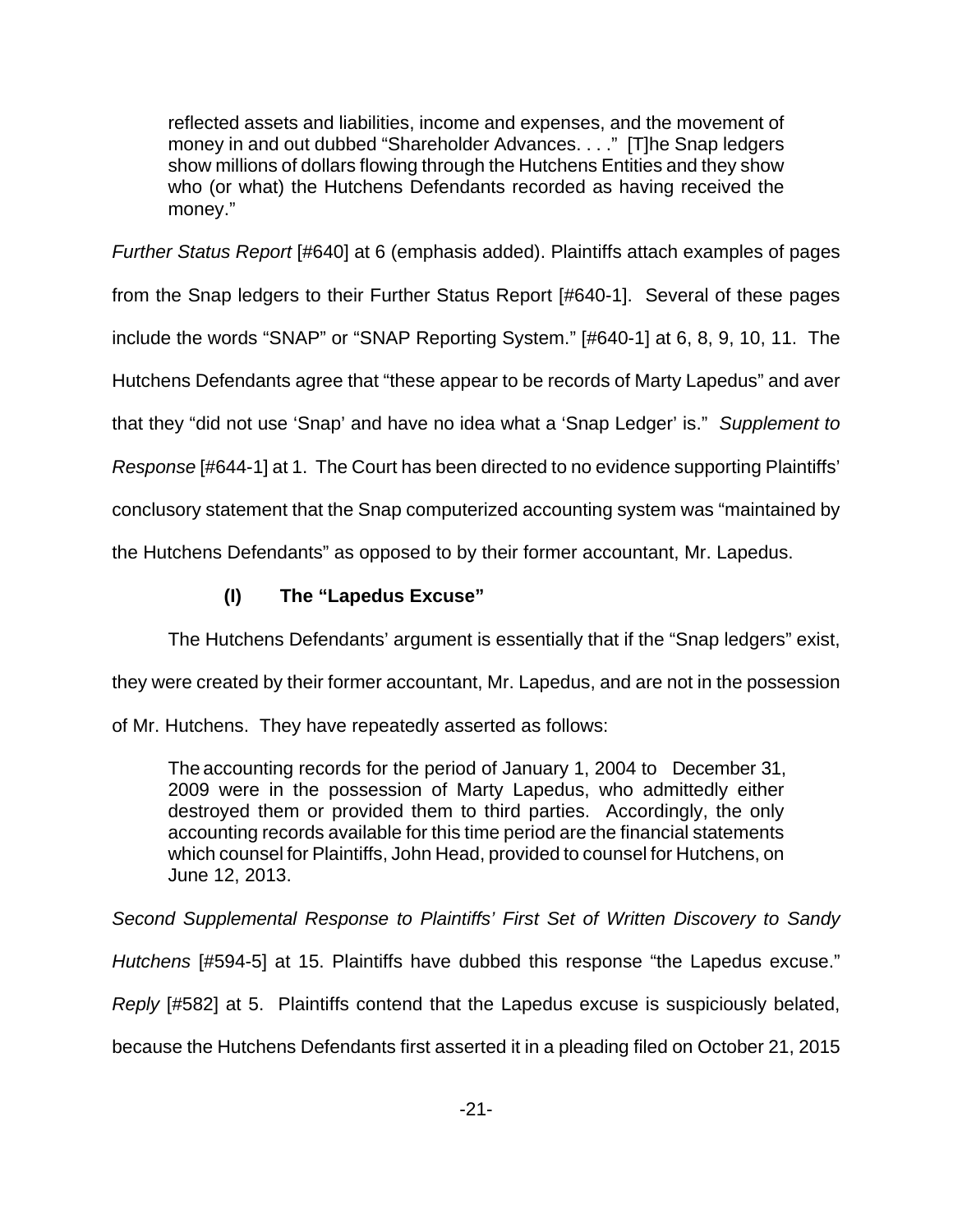> reflected assets and liabilities, income and expenses, and the movement of money in and out dubbed "Shareholder Advances. . . ." [T]he Snap ledgers show millions of dollars flowing through the Hutchens Entities and they show who (or what) the Hutchens Defendants recorded as having received the money."

*Further Status Report* [#640] at 6 (emphasis added). Plaintiffs attach examples of pages from the Snap ledgers to their Further Status Report [#640-1]. Several of these pages include the words "SNAP" or "SNAP Reporting System." [#640-1] at 6, 8, 9, 10, 11. The Hutchens Defendants agree that "these appear to be records of Marty Lapedus" and aver that they "did not use 'Snap' and have no idea what a 'Snap Ledger' is." *Supplement to Response* [#644-1] at 1. The Court has been directed to no evidence supporting Plaintiffs' conclusory statement that the Snap computerized accounting system was "maintained by the Hutchens Defendants" as opposed to by their former accountant, Mr. Lapedus.

#### (I) The "Lapedus Excuse"

The Hutchens Defendants' argument is essentially that if the "Snap ledgers" exist, they were created by their former accountant, Mr. Lapedus, and are not in the possession of Mr. Hutchens. They have repeatedly asserted as follows:

> The accounting records for the period of January 1, 2004 to December 31, 2009 were in the possession of Marty Lapedus, who admittedly either destroyed them or provided them to third parties. Accordingly, the only accounting records available for this time period are the financial statements which counsel for Plaintiffs, John Head, provided to counsel for Hutchens, on June 12, 2013.

*Second Supplemental Response to Plaintiffs' First Set of Written Discovery to Sandy Hutchens* [#594-5] at 15. Plaintiffs have dubbed this response "the Lapedus excuse." *Reply* [#582] at 5. Plaintiffs contend that the Lapedus excuse is suspiciously belated, because the Hutchens Defendants first asserted it in a pleading filed on October 21, 2015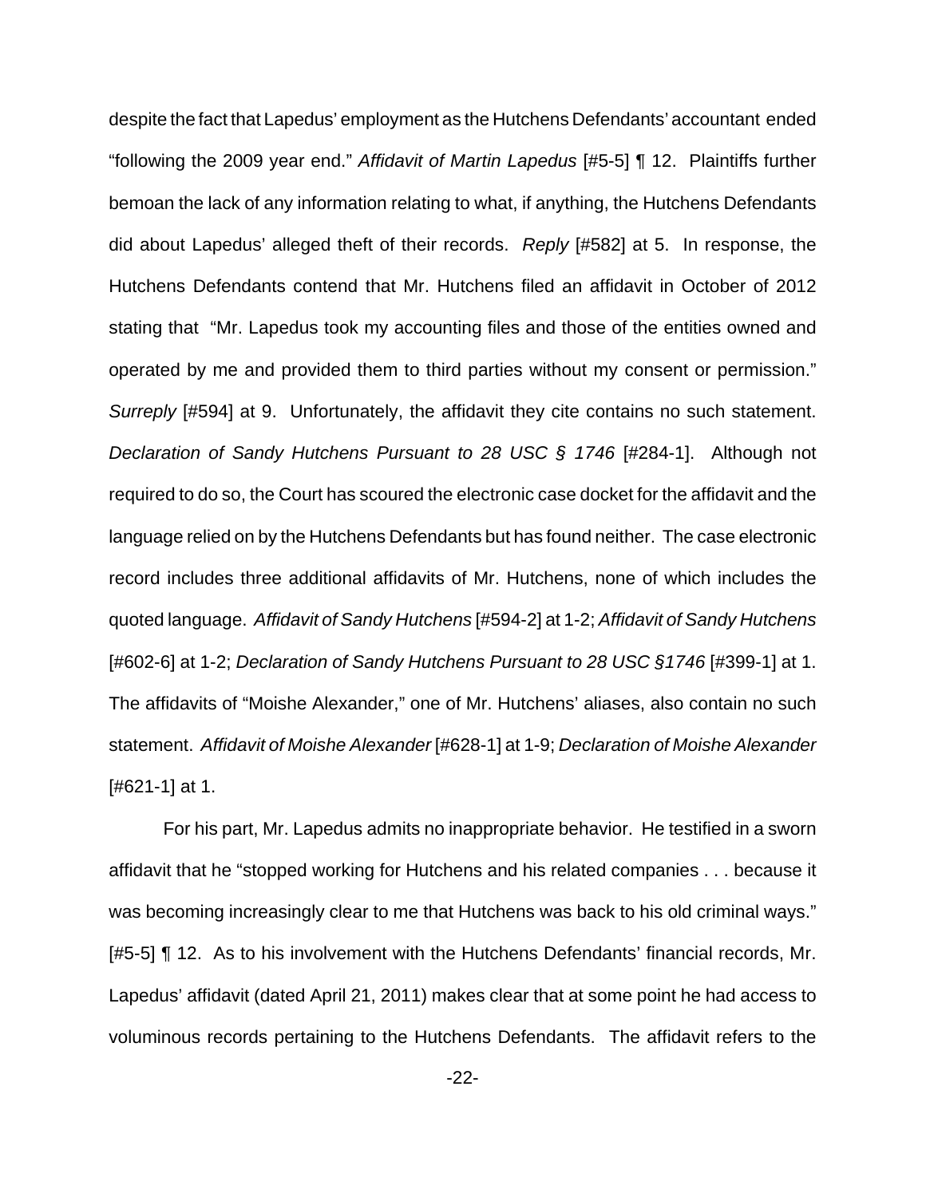despite the fact that Lapedus' employment as the Hutchens Defendants' accountant ended "following the 2009 year end." *Affidavit of Martin Lapedus* [#5-5] ¶ 12. Plaintiffs further bemoan the lack of any information relating to what, if anything, the Hutchens Defendants did about Lapedus' alleged theft of their records. *Reply* [#582] at 5. In response, the Hutchens Defendants contend that Mr. Hutchens filed an affidavit in October of 2012 stating that "Mr. Lapedus took my accounting files and those of the entities owned and operated by me and provided them to third parties without my consent or permission." *Surreply* [#594] at 9. Unfortunately, the affidavit they cite contains no such statement. *Declaration of Sandy Hutchens Pursuant to 28 USC § 1746* [#284-1]. Although not required to do so, the Court has scoured the electronic case docket for the affidavit and the language relied on by the Hutchens Defendants but has found neither. The case electronic record includes three additional affidavits of Mr. Hutchens, none of which includes the quoted language. *Affidavit of Sandy Hutchens* [#594-2] at 1-2; *Affidavit of Sandy Hutchens* [#602-6] at 1-2; *Declaration of Sandy Hutchens Pursuant to 28 USC §1746* [#399-1] at 1. The affidavits of "Moishe Alexander," one of Mr. Hutchens' aliases, also contain no such statement. *Affidavit of Moishe Alexander* [#628-1] at 1-9; *Declaration of Moishe Alexander* [#621-1] at 1.

For his part, Mr. Lapedus admits no inappropriate behavior. He testified in a sworn affidavit that he "stopped working for Hutchens and his related companies . . . because it was becoming increasingly clear to me that Hutchens was back to his old criminal ways." [#5-5] ¶ 12. As to his involvement with the Hutchens Defendants' financial records, Mr. Lapedus' affidavit (dated April 21, 2011) makes clear that at some point he had access to voluminous records pertaining to the Hutchens Defendants. The affidavit refers to the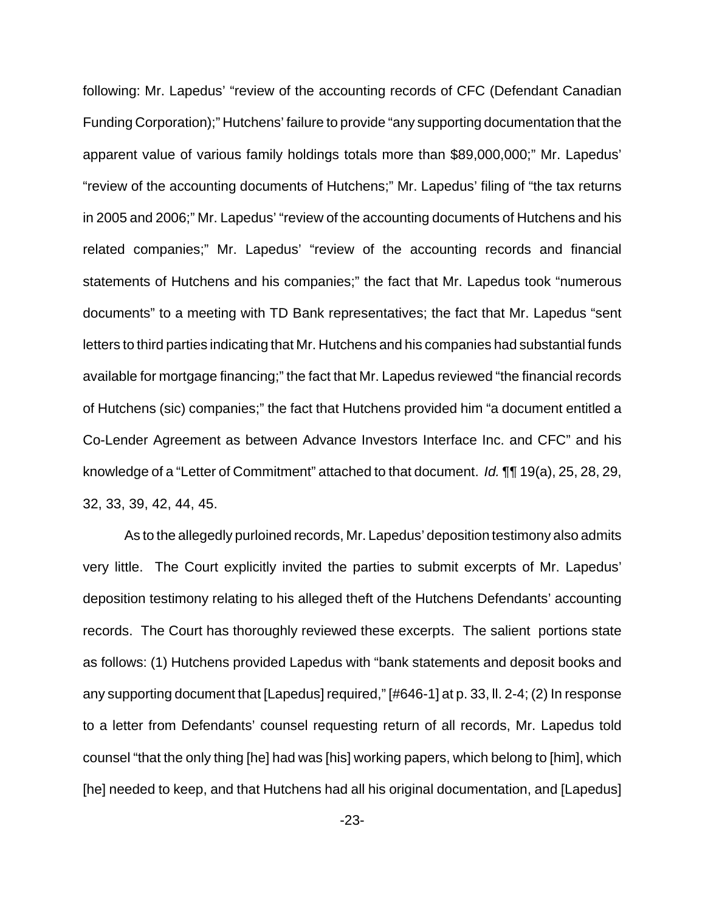following: Mr. Lapedus' "review of the accounting records of CFC (Defendant Canadian Funding Corporation);" Hutchens' failure to provide "any supporting documentation that the apparent value of various family holdings totals more than $89,000,000;" Mr. Lapedus' "review of the accounting documents of Hutchens;" Mr. Lapedus' filing of "the tax returns in 2005 and 2006;" Mr. Lapedus' "review of the accounting documents of Hutchens and his related companies;" Mr. Lapedus' "review of the accounting records and financial statements of Hutchens and his companies;" the fact that Mr. Lapedus took "numerous documents" to a meeting with TD Bank representatives; the fact that Mr. Lapedus "sent letters to third parties indicating that Mr. Hutchens and his companies had substantial funds available for mortgage financing;" the fact that Mr. Lapedus reviewed "the financial records of Hutchens (sic) companies;" the fact that Hutchens provided him "a document entitled a Co-Lender Agreement as between Advance Investors Interface Inc. and CFC" and his knowledge of a "Letter of Commitment" attached to that document. *Id.* ¶¶ 19(a), 25, 28, 29, 32, 33, 39, 42, 44, 45.

As to the allegedly purloined records, Mr. Lapedus' deposition testimony also admits very little. The Court explicitly invited the parties to submit excerpts of Mr. Lapedus' deposition testimony relating to his alleged theft of the Hutchens Defendants' accounting records. The Court has thoroughly reviewed these excerpts. The salient portions state as follows: (1) Hutchens provided Lapedus with "bank statements and deposit books and any supporting document that [Lapedus] required," [#646-1] at p. 33, ll. 2-4; (2) In response to a letter from Defendants' counsel requesting return of all records, Mr. Lapedus told counsel "that the only thing [he] had was [his] working papers, which belong to [him], which [he] needed to keep, and that Hutchens had all his original documentation, and [Lapedus]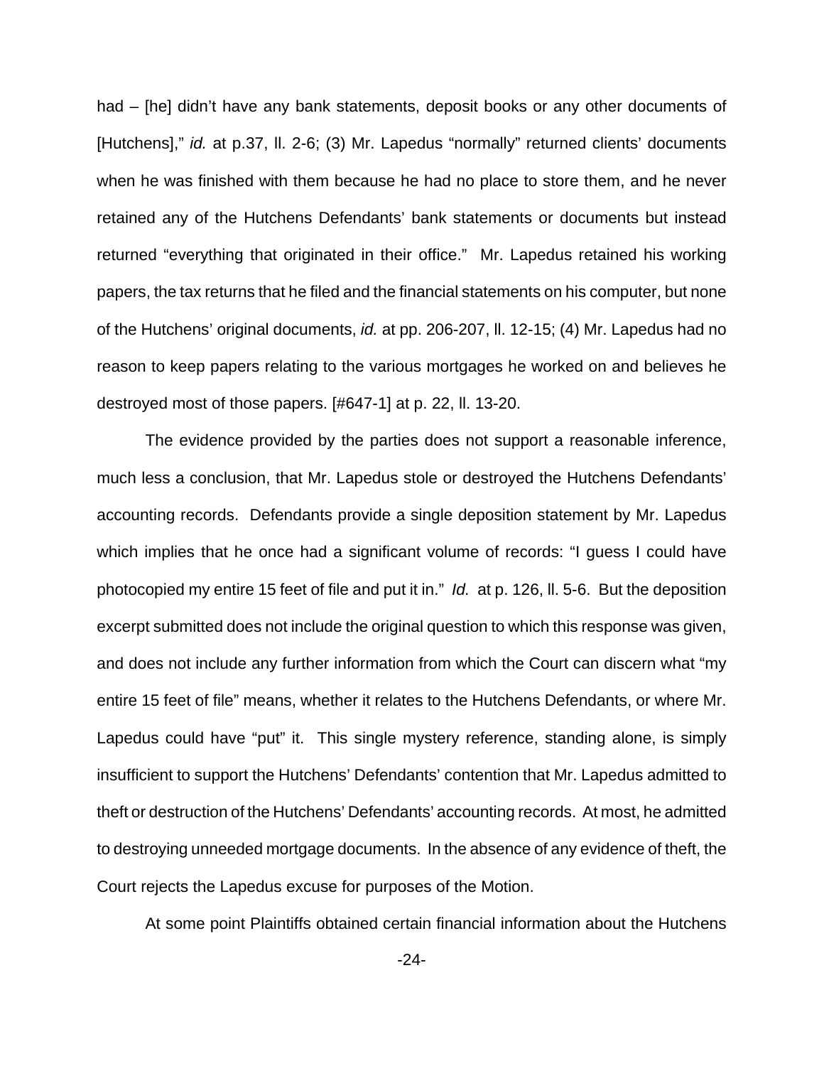had – [he] didn't have any bank statements, deposit books or any other documents of [Hutchens]," *id.* at p.37, ll. 2-6; (3) Mr. Lapedus "normally" returned clients' documents when he was finished with them because he had no place to store them, and he never retained any of the Hutchens Defendants' bank statements or documents but instead returned "everything that originated in their office." Mr. Lapedus retained his working papers, the tax returns that he filed and the financial statements on his computer, but none of the Hutchens' original documents, *id.* at pp. 206-207, ll. 12-15; (4) Mr. Lapedus had no reason to keep papers relating to the various mortgages he worked on and believes he destroyed most of those papers. [#647-1] at p. 22, ll. 13-20.

The evidence provided by the parties does not support a reasonable inference, much less a conclusion, that Mr. Lapedus stole or destroyed the Hutchens Defendants' accounting records. Defendants provide a single deposition statement by Mr. Lapedus which implies that he once had a significant volume of records: "I guess I could have photocopied my entire 15 feet of file and put it in." *Id.* at p. 126, ll. 5-6. But the deposition excerpt submitted does not include the original question to which this response was given, and does not include any further information from which the Court can discern what "my entire 15 feet of file" means, whether it relates to the Hutchens Defendants, or where Mr. Lapedus could have "put" it. This single mystery reference, standing alone, is simply insufficient to support the Hutchens' Defendants' contention that Mr. Lapedus admitted to theft or destruction of the Hutchens' Defendants' accounting records. At most, he admitted to destroying unneeded mortgage documents. In the absence of any evidence of theft, the Court rejects the Lapedus excuse for purposes of the Motion.

At some point Plaintiffs obtained certain financial information about the Hutchens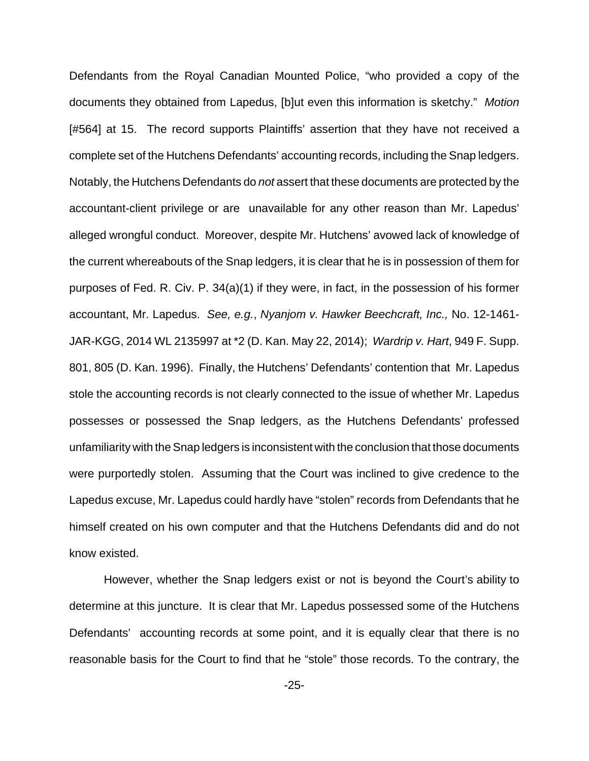Defendants from the Royal Canadian Mounted Police, "who provided a copy of the documents they obtained from Lapedus, [b]ut even this information is sketchy." *Motion* [#564] at 15. The record supports Plaintiffs' assertion that they have not received a complete set of the Hutchens Defendants' accounting records, including the Snap ledgers. Notably, the Hutchens Defendants do *not* assert that these documents are protected by the accountant-client privilege or are unavailable for any other reason than Mr. Lapedus' alleged wrongful conduct. Moreover, despite Mr. Hutchens' avowed lack of knowledge of the current whereabouts of the Snap ledgers, it is clear that he is in possession of them for purposes of Fed. R. Civ. P. 34(a)(1) if they were, in fact, in the possession of his former accountant, Mr. Lapedus. *See, e.g.*, *Nyanjom v. Hawker Beechcraft, Inc.,* No. 12-1461-JAR-KGG, 2014 WL 2135997 at *2 (D. Kan. May 22, 2014); *Wardrip v. Hart*, 949 F. Supp. 801, 805 (D. Kan. 1996). Finally, the Hutchens' Defendants' contention that Mr. Lapedus stole the accounting records is not clearly connected to the issue of whether Mr. Lapedus possesses or possessed the Snap ledgers, as the Hutchens Defendants' professed unfamiliarity with the Snap ledgers is inconsistent with the conclusion that those documents were purportedly stolen. Assuming that the Court was inclined to give credence to the Lapedus excuse, Mr. Lapedus could hardly have "stolen" records from Defendants that he himself created on his own computer and that the Hutchens Defendants did and do not know existed.

However, whether the Snap ledgers exist or not is beyond the Court's ability to determine at this juncture. It is clear that Mr. Lapedus possessed some of the Hutchens Defendants' accounting records at some point, and it is equally clear that there is no reasonable basis for the Court to find that he "stole" those records. To the contrary, the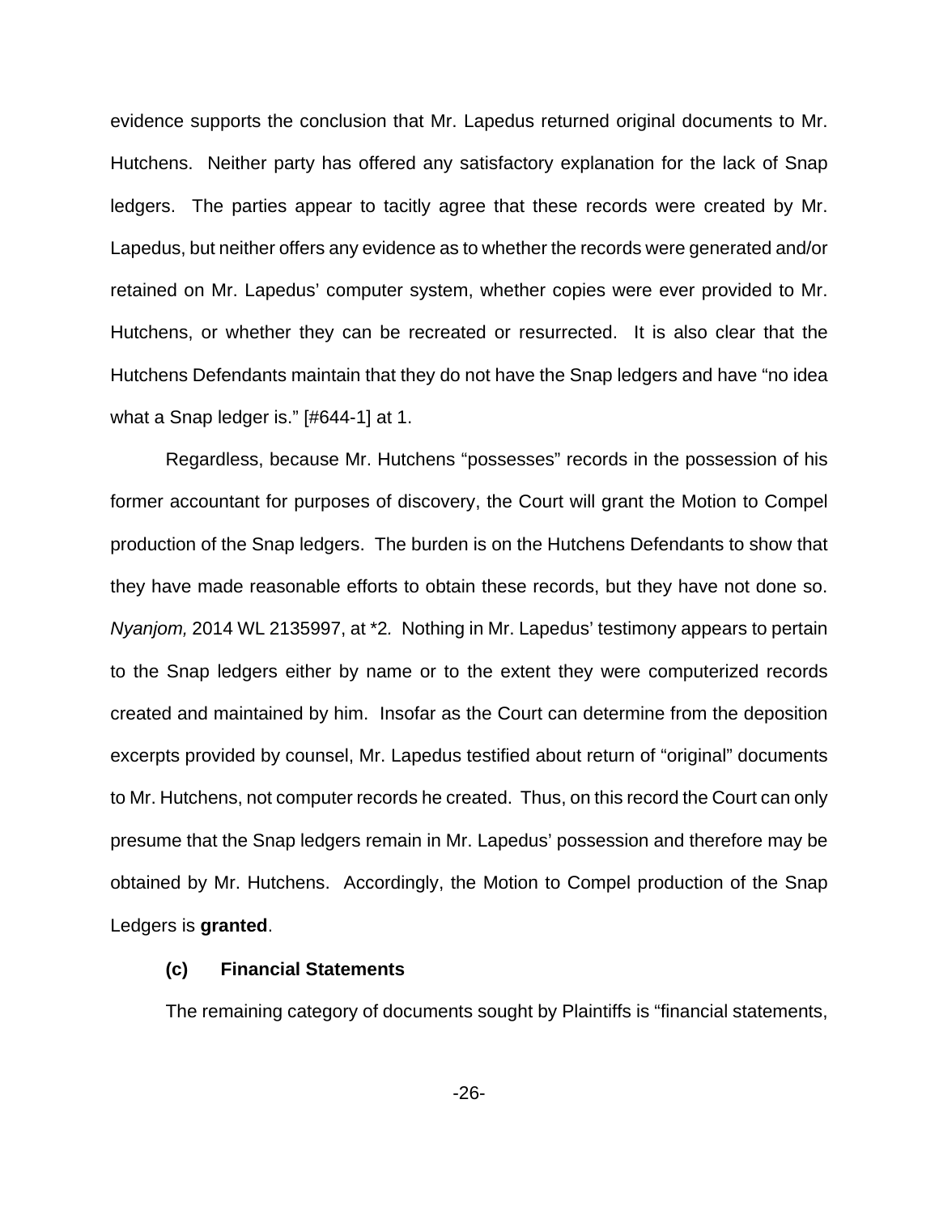evidence supports the conclusion that Mr. Lapedus returned original documents to Mr. Hutchens. Neither party has offered any satisfactory explanation for the lack of Snap ledgers. The parties appear to tacitly agree that these records were created by Mr. Lapedus, but neither offers any evidence as to whether the records were generated and/or retained on Mr. Lapedus' computer system, whether copies were ever provided to Mr. Hutchens, or whether they can be recreated or resurrected. It is also clear that the Hutchens Defendants maintain that they do not have the Snap ledgers and have "no idea what a Snap ledger is." [#644-1] at 1.

Regardless, because Mr. Hutchens "possesses" records in the possession of his former accountant for purposes of discovery, the Court will grant the Motion to Compel production of the Snap ledgers. The burden is on the Hutchens Defendants to show that they have made reasonable efforts to obtain these records, but they have not done so. *Nyanjom,* 2014 WL 2135997, at *2. Nothing in Mr. Lapedus' testimony appears to pertain to the Snap ledgers either by name or to the extent they were computerized records created and maintained by him. Insofar as the Court can determine from the deposition excerpts provided by counsel, Mr. Lapedus testified about return of "original" documents to Mr. Hutchens, not computer records he created. Thus, on this record the Court can only presume that the Snap ledgers remain in Mr. Lapedus' possession and therefore may be obtained by Mr. Hutchens. Accordingly, the Motion to Compel production of the Snap Ledgers is **granted**.

**(c) Financial Statements**

The remaining category of documents sought by Plaintiffs is "financial statements,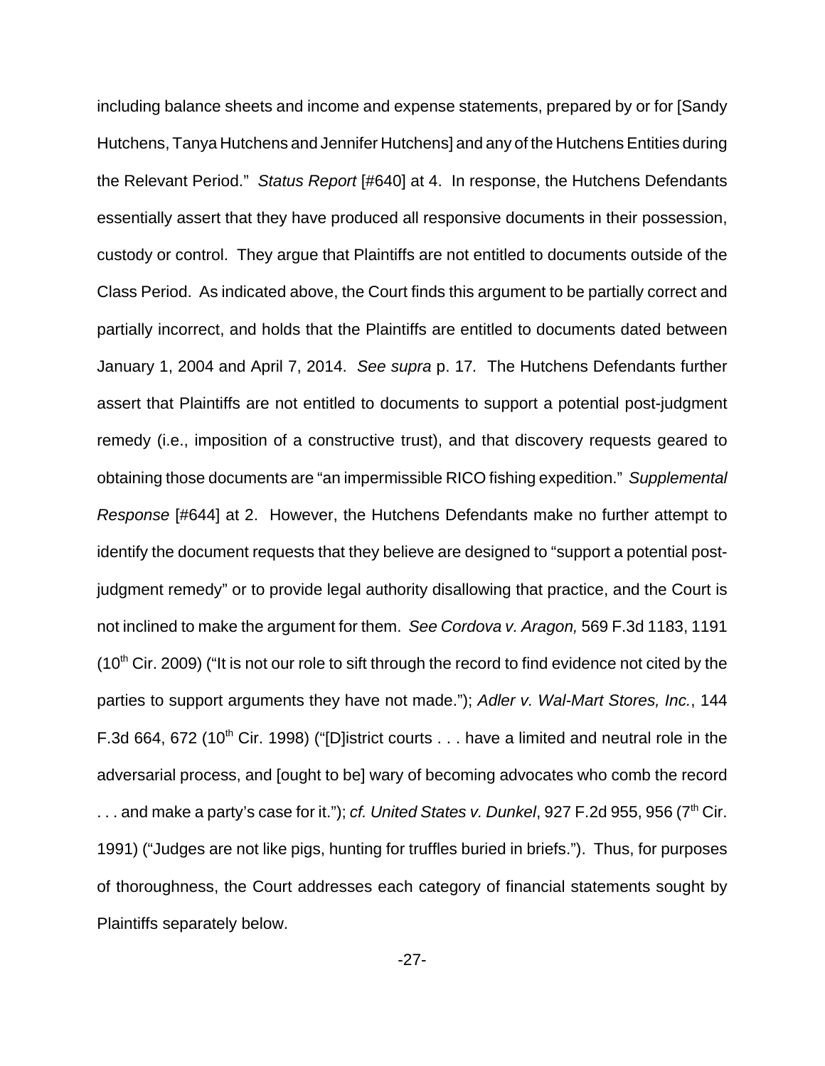including balance sheets and income and expense statements, prepared by or for [Sandy Hutchens, Tanya Hutchens and Jennifer Hutchens] and any of the Hutchens Entities during the Relevant Period." *Status Report* [#640] at 4. In response, the Hutchens Defendants essentially assert that they have produced all responsive documents in their possession, custody or control. They argue that Plaintiffs are not entitled to documents outside of the Class Period. As indicated above, the Court finds this argument to be partially correct and partially incorrect, and holds that the Plaintiffs are entitled to documents dated between January 1, 2004 and April 7, 2014. *See supra* p. 17. The Hutchens Defendants further assert that Plaintiffs are not entitled to documents to support a potential post-judgment remedy (i.e., imposition of a constructive trust), and that discovery requests geared to obtaining those documents are "an impermissible RICO fishing expedition." *Supplemental Response* [#644] at 2. However, the Hutchens Defendants make no further attempt to identify the document requests that they believe are designed to "support a potential post-judgment remedy" or to provide legal authority disallowing that practice, and the Court is not inclined to make the argument for them. *See Cordova v. Aragon,* 569 F.3d 1183, 1191 (10th Cir. 2009) ("It is not our role to sift through the record to find evidence not cited by the parties to support arguments they have not made."); *Adler v. Wal-Mart Stores, Inc.*, 144 F.3d 664, 672 (10th Cir. 1998) ("[D]istrict courts . . . have a limited and neutral role in the adversarial process, and [ought to be] wary of becoming advocates who comb the record . . . and make a party's case for it."); *cf. United States v. Dunkel*, 927 F.2d 955, 956 (7th Cir. 1991) ("Judges are not like pigs, hunting for truffles buried in briefs."). Thus, for purposes of thoroughness, the Court addresses each category of financial statements sought by Plaintiffs separately below.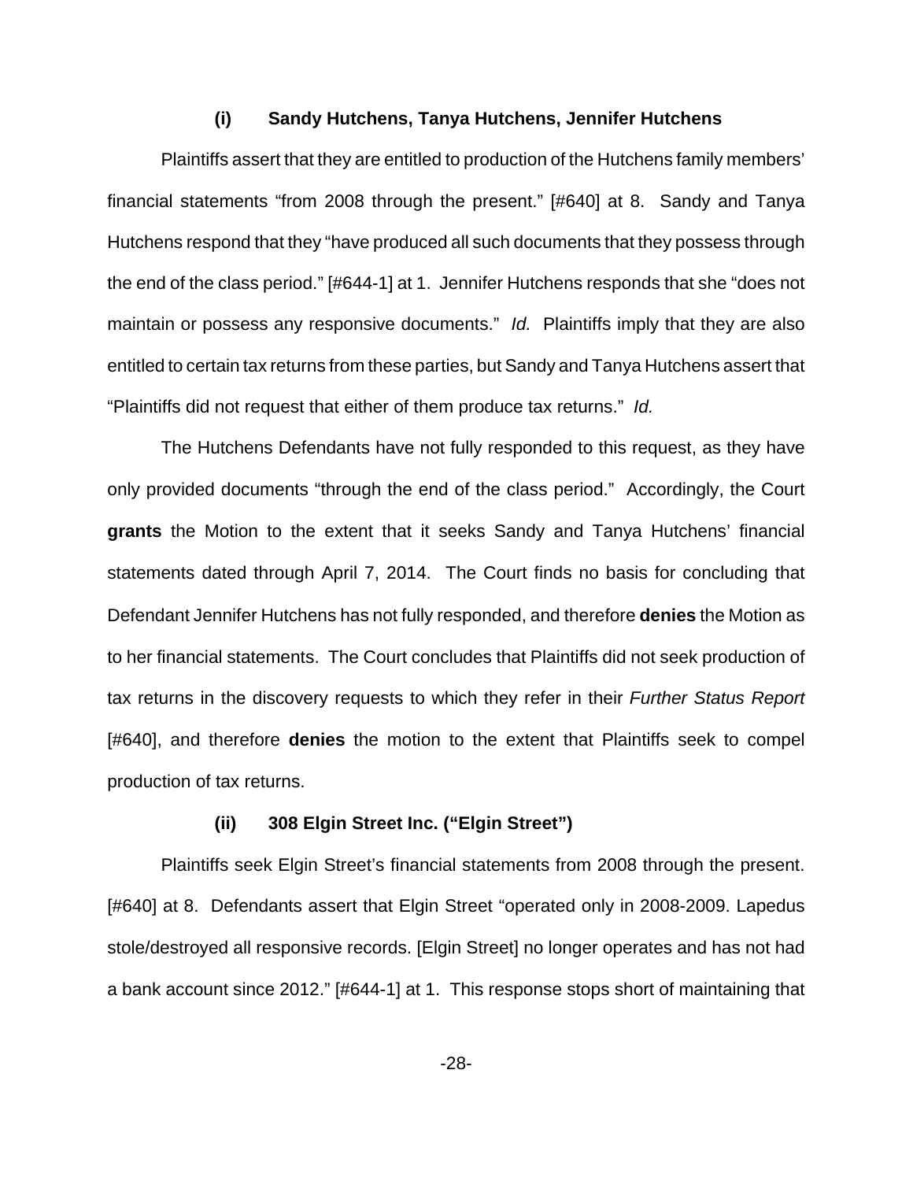#### (i) Sandy Hutchens, Tanya Hutchens, Jennifer Hutchens

Plaintiffs assert that they are entitled to production of the Hutchens family members' financial statements "from 2008 through the present." [#640] at 8. Sandy and Tanya Hutchens respond that they "have produced all such documents that they possess through the end of the class period." [#644-1] at 1. Jennifer Hutchens responds that she "does not maintain or possess any responsive documents." *Id.* Plaintiffs imply that they are also entitled to certain tax returns from these parties, but Sandy and Tanya Hutchens assert that "Plaintiffs did not request that either of them produce tax returns." *Id.*

The Hutchens Defendants have not fully responded to this request, as they have only provided documents "through the end of the class period." Accordingly, the Court **grants** the Motion to the extent that it seeks Sandy and Tanya Hutchens' financial statements dated through April 7, 2014. The Court finds no basis for concluding that Defendant Jennifer Hutchens has not fully responded, and therefore **denies** the Motion as to her financial statements. The Court concludes that Plaintiffs did not seek production of tax returns in the discovery requests to which they refer in their *Further Status Report* [#640], and therefore **denies** the motion to the extent that Plaintiffs seek to compel production of tax returns.

#### (ii) 308 Elgin Street Inc. ("Elgin Street")

Plaintiffs seek Elgin Street's financial statements from 2008 through the present. [#640] at 8. Defendants assert that Elgin Street "operated only in 2008-2009. Lapedus stole/destroyed all responsive records. [Elgin Street] no longer operates and has not had a bank account since 2012." [#644-1] at 1. This response stops short of maintaining that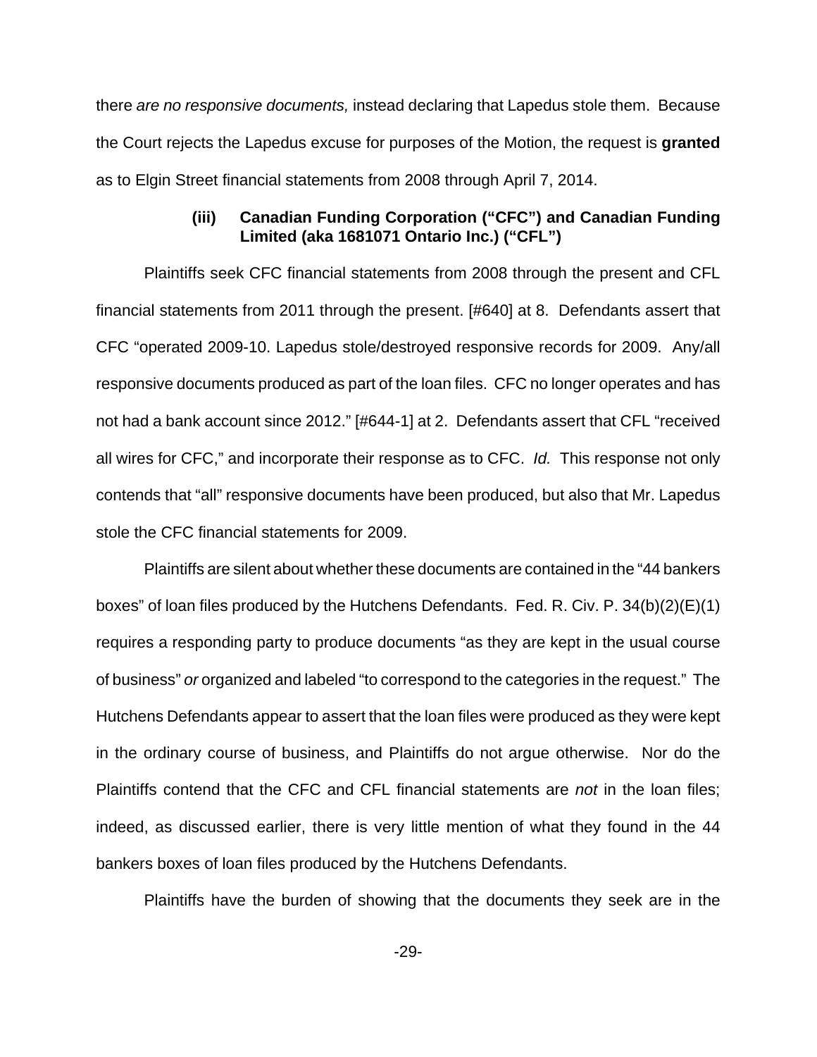there *are no responsive documents,* instead declaring that Lapedus stole them. Because the Court rejects the Lapedus excuse for purposes of the Motion, the request is **granted** as to Elgin Street financial statements from 2008 through April 7, 2014.

### (iii) Canadian Funding Corporation ("CFC") and Canadian Funding Limited (aka 1681071 Ontario Inc.) ("CFL")

Plaintiffs seek CFC financial statements from 2008 through the present and CFL financial statements from 2011 through the present. [#640] at 8. Defendants assert that CFC "operated 2009-10. Lapedus stole/destroyed responsive records for 2009. Any/all responsive documents produced as part of the loan files. CFC no longer operates and has not had a bank account since 2012." [#644-1] at 2. Defendants assert that CFL "received all wires for CFC," and incorporate their response as to CFC. *Id.* This response not only contends that "all" responsive documents have been produced, but also that Mr. Lapedus stole the CFC financial statements for 2009.

Plaintiffs are silent about whether these documents are contained in the "44 bankers boxes" of loan files produced by the Hutchens Defendants. Fed. R. Civ. P. 34(b)(2)(E)(1) requires a responding party to produce documents "as they are kept in the usual course of business" *or* organized and labeled "to correspond to the categories in the request." The Hutchens Defendants appear to assert that the loan files were produced as they were kept in the ordinary course of business, and Plaintiffs do not argue otherwise. Nor do the Plaintiffs contend that the CFC and CFL financial statements are *not* in the loan files; indeed, as discussed earlier, there is very little mention of what they found in the 44 bankers boxes of loan files produced by the Hutchens Defendants.

Plaintiffs have the burden of showing that the documents they seek are in the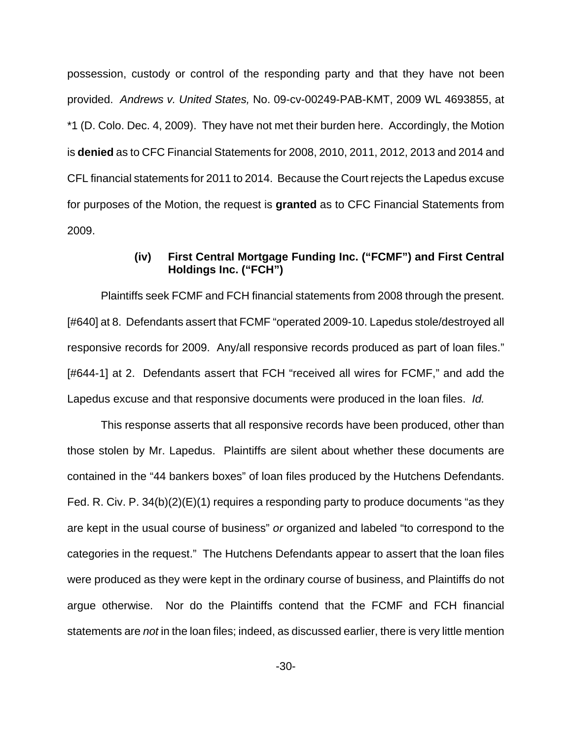possession, custody or control of the responding party and that they have not been provided. *Andrews v. United States,* No. 09-cv-00249-PAB-KMT, 2009 WL 4693855, at *1 (D. Colo. Dec. 4, 2009). They have not met their burden here. Accordingly, the Motion is **denied** as to CFC Financial Statements for 2008, 2010, 2011, 2012, 2013 and 2014 and CFL financial statements for 2011 to 2014. Because the Court rejects the Lapedus excuse for purposes of the Motion, the request is **granted** as to CFC Financial Statements from 2009.

**(iv) First Central Mortgage Funding Inc. ("FCMF") and First Central Holdings Inc. ("FCH")**

Plaintiffs seek FCMF and FCH financial statements from 2008 through the present. [#640] at 8. Defendants assert that FCMF "operated 2009-10. Lapedus stole/destroyed all responsive records for 2009. Any/all responsive records produced as part of loan files." [#644-1] at 2. Defendants assert that FCH "received all wires for FCMF," and add the Lapedus excuse and that responsive documents were produced in the loan files. *Id.*

This response asserts that all responsive records have been produced, other than those stolen by Mr. Lapedus. Plaintiffs are silent about whether these documents are contained in the "44 bankers boxes" of loan files produced by the Hutchens Defendants. Fed. R. Civ. P. 34(b)(2)(E)(1) requires a responding party to produce documents "as they are kept in the usual course of business" *or* organized and labeled "to correspond to the categories in the request." The Hutchens Defendants appear to assert that the loan files were produced as they were kept in the ordinary course of business, and Plaintiffs do not argue otherwise. Nor do the Plaintiffs contend that the FCMF and FCH financial statements are *not* in the loan files; indeed, as discussed earlier, there is very little mention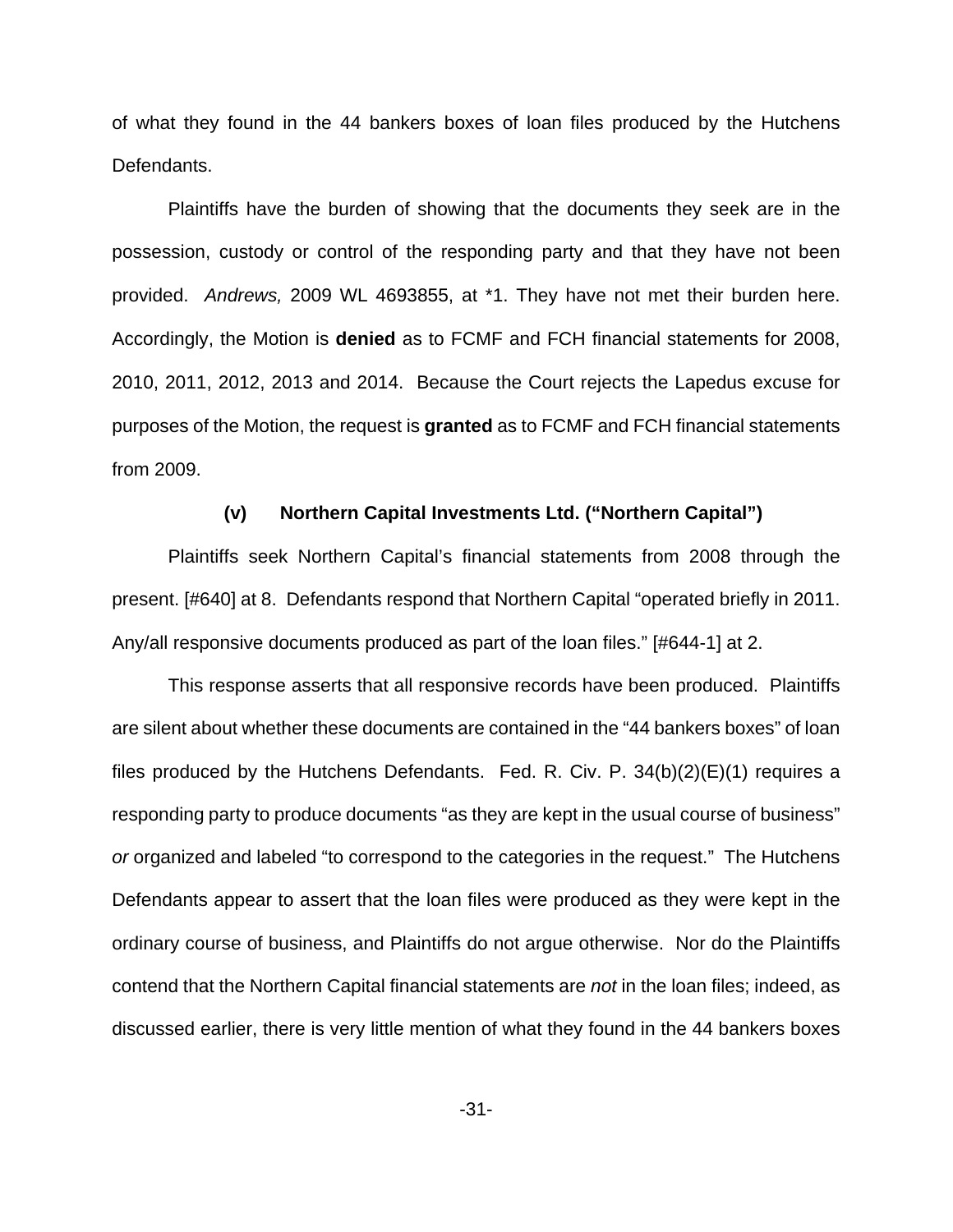of what they found in the 44 bankers boxes of loan files produced by the Hutchens Defendants.

Plaintiffs have the burden of showing that the documents they seek are in the possession, custody or control of the responding party and that they have not been provided. *Andrews,* 2009 WL 4693855, at *1. They have not met their burden here. Accordingly, the Motion is **denied** as to FCMF and FCH financial statements for 2008, 2010, 2011, 2012, 2013 and 2014. Because the Court rejects the Lapedus excuse for purposes of the Motion, the request is **granted** as to FCMF and FCH financial statements from 2009.

**(v) Northern Capital Investments Ltd. ("Northern Capital")**

Plaintiffs seek Northern Capital's financial statements from 2008 through the present. [#640] at 8. Defendants respond that Northern Capital "operated briefly in 2011. Any/all responsive documents produced as part of the loan files." [#644-1] at 2.

This response asserts that all responsive records have been produced. Plaintiffs are silent about whether these documents are contained in the "44 bankers boxes" of loan files produced by the Hutchens Defendants. Fed. R. Civ. P. 34(b)(2)(E)(1) requires a responding party to produce documents "as they are kept in the usual course of business" *or* organized and labeled "to correspond to the categories in the request." The Hutchens Defendants appear to assert that the loan files were produced as they were kept in the ordinary course of business, and Plaintiffs do not argue otherwise. Nor do the Plaintiffs contend that the Northern Capital financial statements are *not* in the loan files; indeed, as discussed earlier, there is very little mention of what they found in the 44 bankers boxes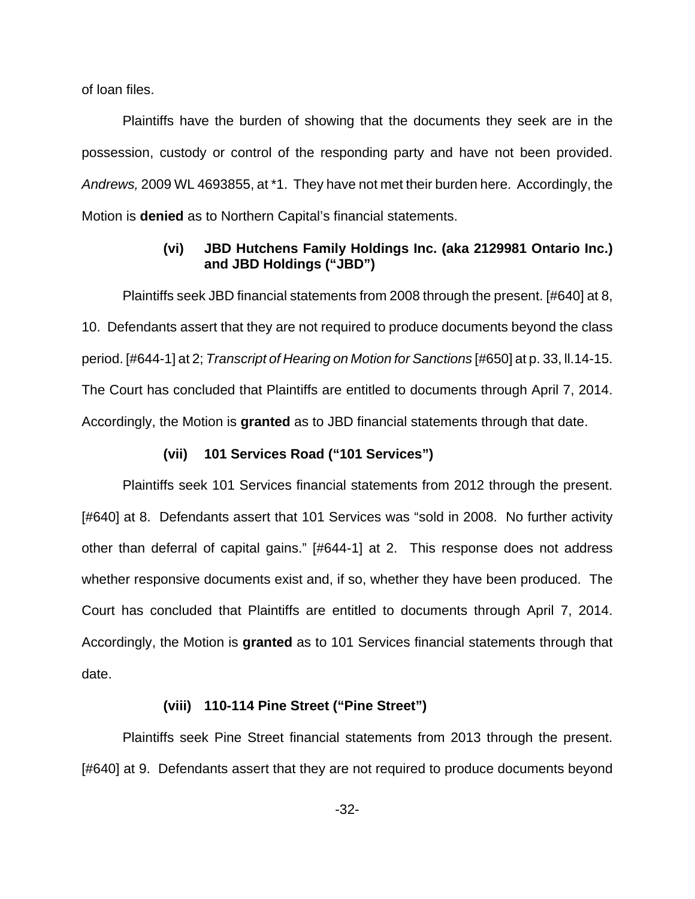of loan files.

Plaintiffs have the burden of showing that the documents they seek are in the possession, custody or control of the responding party and have not been provided. *Andrews,* 2009 WL 4693855, at *1. They have not met their burden here. Accordingly, the Motion is **denied** as to Northern Capital's financial statements.

### (vi) JBD Hutchens Family Holdings Inc. (aka 2129981 Ontario Inc.) and JBD Holdings ("JBD")

Plaintiffs seek JBD financial statements from 2008 through the present. [#640] at 8, 10. Defendants assert that they are not required to produce documents beyond the class period. [#644-1] at 2; *Transcript of Hearing on Motion for Sanctions* [#650] at p. 33, ll.14-15. The Court has concluded that Plaintiffs are entitled to documents through April 7, 2014. Accordingly, the Motion is **granted** as to JBD financial statements through that date.

### (vii) 101 Services Road ("101 Services")

Plaintiffs seek 101 Services financial statements from 2012 through the present. [#640] at 8. Defendants assert that 101 Services was "sold in 2008. No further activity other than deferral of capital gains." [#644-1] at 2. This response does not address whether responsive documents exist and, if so, whether they have been produced. The Court has concluded that Plaintiffs are entitled to documents through April 7, 2014. Accordingly, the Motion is **granted** as to 101 Services financial statements through that date.

### (viii) 110-114 Pine Street ("Pine Street")

Plaintiffs seek Pine Street financial statements from 2013 through the present. [#640] at 9. Defendants assert that they are not required to produce documents beyond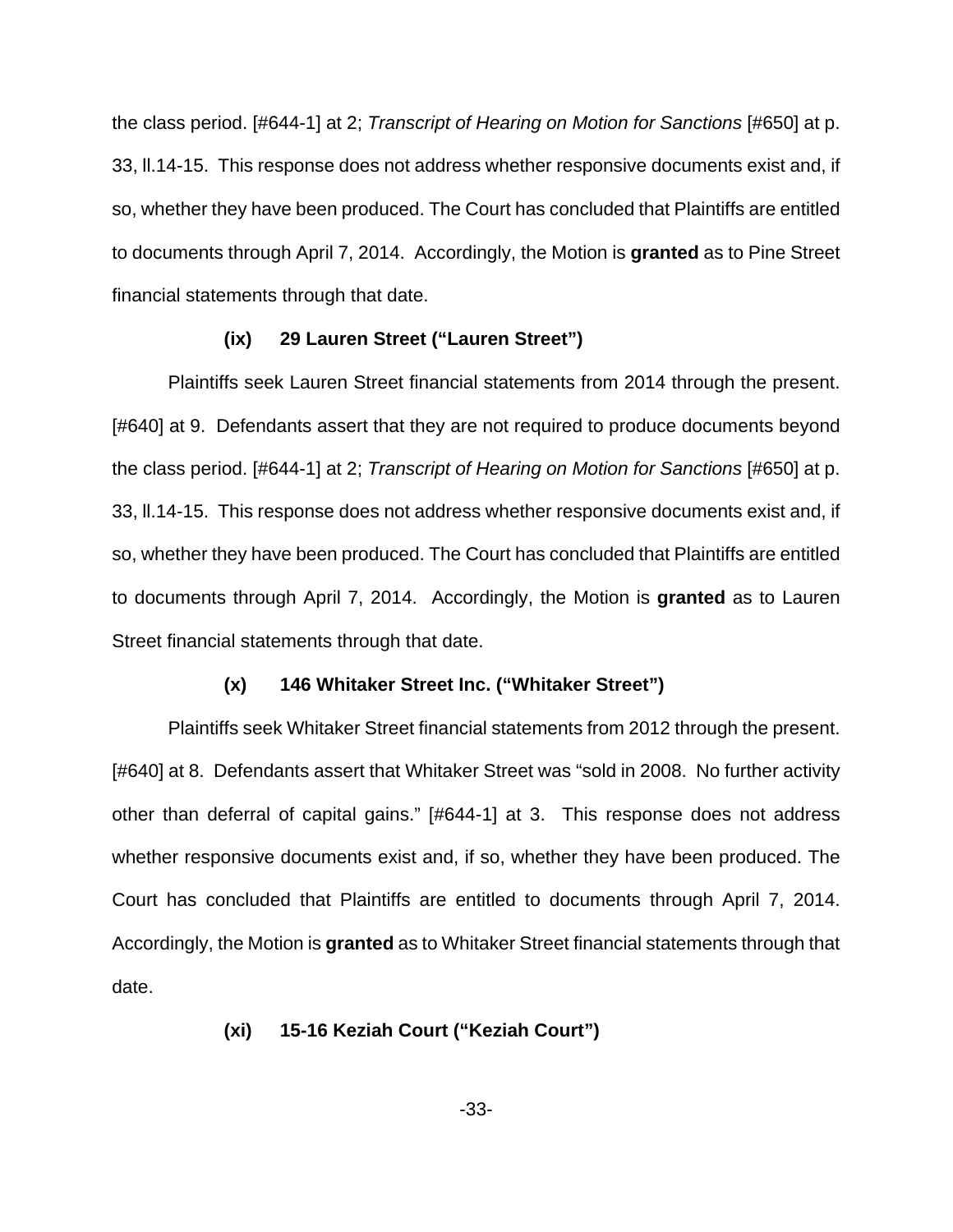the class period. [#644-1] at 2; *Transcript of Hearing on Motion for Sanctions* [#650] at p. 33, ll.14-15. This response does not address whether responsive documents exist and, if so, whether they have been produced. The Court has concluded that Plaintiffs are entitled to documents through April 7, 2014. Accordingly, the Motion is **granted** as to Pine Street financial statements through that date.

**(ix) 29 Lauren Street ("Lauren Street")**

Plaintiffs seek Lauren Street financial statements from 2014 through the present. [#640] at 9. Defendants assert that they are not required to produce documents beyond the class period. [#644-1] at 2; *Transcript of Hearing on Motion for Sanctions* [#650] at p. 33, ll.14-15. This response does not address whether responsive documents exist and, if so, whether they have been produced. The Court has concluded that Plaintiffs are entitled to documents through April 7, 2014. Accordingly, the Motion is **granted** as to Lauren Street financial statements through that date.

**(x) 146 Whitaker Street Inc. ("Whitaker Street")**

Plaintiffs seek Whitaker Street financial statements from 2012 through the present. [#640] at 8. Defendants assert that Whitaker Street was "sold in 2008. No further activity other than deferral of capital gains." [#644-1] at 3. This response does not address whether responsive documents exist and, if so, whether they have been produced. The Court has concluded that Plaintiffs are entitled to documents through April 7, 2014. Accordingly, the Motion is **granted** as to Whitaker Street financial statements through that date.

**(xi) 15-16 Keziah Court ("Keziah Court")**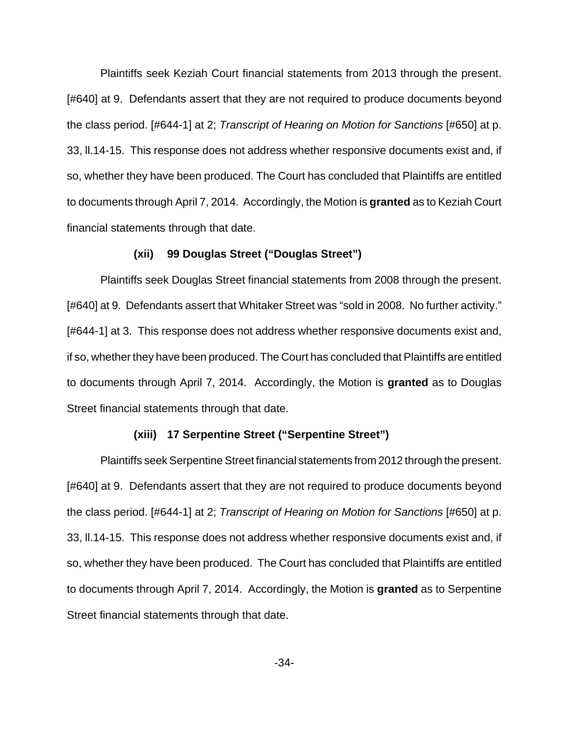Plaintiffs seek Keziah Court financial statements from 2013 through the present. [#640] at 9. Defendants assert that they are not required to produce documents beyond the class period. [#644-1] at 2; *Transcript of Hearing on Motion for Sanctions* [#650] at p. 33, ll.14-15. This response does not address whether responsive documents exist and, if so, whether they have been produced. The Court has concluded that Plaintiffs are entitled to documents through April 7, 2014. Accordingly, the Motion is **granted** as to Keziah Court financial statements through that date.

**(xii) 99 Douglas Street ("Douglas Street")**

Plaintiffs seek Douglas Street financial statements from 2008 through the present. [#640] at 9. Defendants assert that Whitaker Street was "sold in 2008. No further activity." [#644-1] at 3. This response does not address whether responsive documents exist and, if so, whether they have been produced. The Court has concluded that Plaintiffs are entitled to documents through April 7, 2014. Accordingly, the Motion is **granted** as to Douglas Street financial statements through that date.

**(xiii) 17 Serpentine Street ("Serpentine Street")**

Plaintiffs seek Serpentine Street financial statements from 2012 through the present. [#640] at 9. Defendants assert that they are not required to produce documents beyond the class period. [#644-1] at 2; *Transcript of Hearing on Motion for Sanctions* [#650] at p. 33, ll.14-15. This response does not address whether responsive documents exist and, if so, whether they have been produced. The Court has concluded that Plaintiffs are entitled to documents through April 7, 2014. Accordingly, the Motion is **granted** as to Serpentine Street financial statements through that date.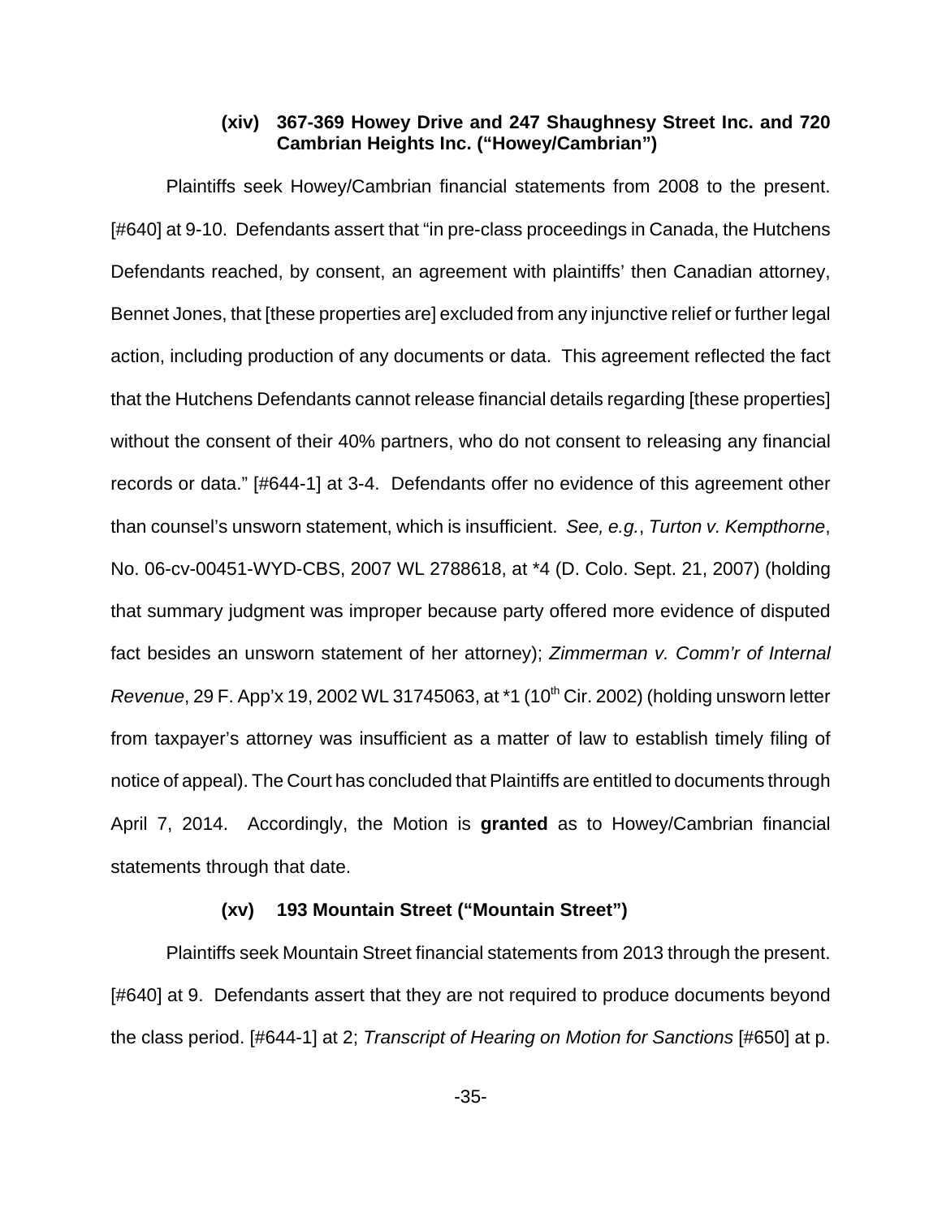#### (xiv) 367-369 Howey Drive and 247 Shaughnesy Street Inc. and 720 Cambrian Heights Inc. ("Howey/Cambrian")

Plaintiffs seek Howey/Cambrian financial statements from 2008 to the present. [#640] at 9-10. Defendants assert that "in pre-class proceedings in Canada, the Hutchens Defendants reached, by consent, an agreement with plaintiffs' then Canadian attorney, Bennet Jones, that [these properties are] excluded from any injunctive relief or further legal action, including production of any documents or data. This agreement reflected the fact that the Hutchens Defendants cannot release financial details regarding [these properties] without the consent of their 40% partners, who do not consent to releasing any financial records or data." [#644-1] at 3-4. Defendants offer no evidence of this agreement other than counsel's unsworn statement, which is insufficient. *See, e.g.*, *Turton v. Kempthorne*, No. 06-cv-00451-WYD-CBS, 2007 WL 2788618, at *4 (D. Colo. Sept. 21, 2007) (holding that summary judgment was improper because party offered more evidence of disputed fact besides an unsworn statement of her attorney); *Zimmerman v. Comm'r of Internal Revenue*, 29 F. App'x 19, 2002 WL 31745063, at *1 (10th Cir. 2002) (holding unsworn letter from taxpayer's attorney was insufficient as a matter of law to establish timely filing of notice of appeal). The Court has concluded that Plaintiffs are entitled to documents through April 7, 2014. Accordingly, the Motion is **granted** as to Howey/Cambrian financial statements through that date.

#### (xv) 193 Mountain Street ("Mountain Street")

Plaintiffs seek Mountain Street financial statements from 2013 through the present. [#640] at 9. Defendants assert that they are not required to produce documents beyond the class period. [#644-1] at 2; *Transcript of Hearing on Motion for Sanctions* [#650] at p.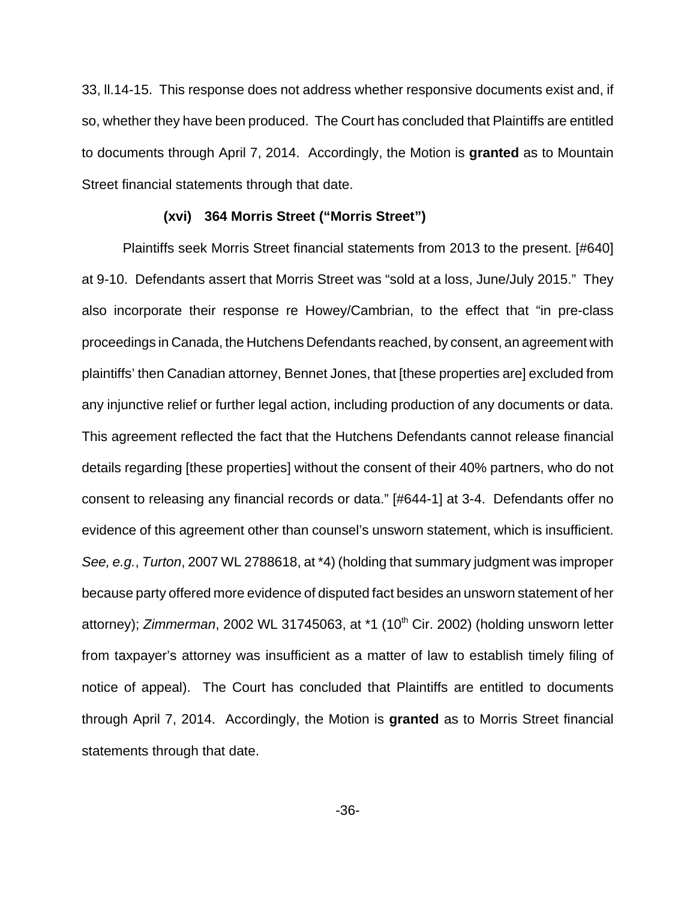33, ll.14-15. This response does not address whether responsive documents exist and, if so, whether they have been produced. The Court has concluded that Plaintiffs are entitled to documents through April 7, 2014. Accordingly, the Motion is **granted** as to Mountain Street financial statements through that date.

**(xvi) 364 Morris Street ("Morris Street")**

Plaintiffs seek Morris Street financial statements from 2013 to the present. [#640] at 9-10. Defendants assert that Morris Street was "sold at a loss, June/July 2015." They also incorporate their response re Howey/Cambrian, to the effect that "in pre-class proceedings in Canada, the Hutchens Defendants reached, by consent, an agreement with plaintiffs' then Canadian attorney, Bennet Jones, that [these properties are] excluded from any injunctive relief or further legal action, including production of any documents or data. This agreement reflected the fact that the Hutchens Defendants cannot release financial details regarding [these properties] without the consent of their 40% partners, who do not consent to releasing any financial records or data." [#644-1] at 3-4. Defendants offer no evidence of this agreement other than counsel's unsworn statement, which is insufficient. *See, e.g.*, *Turton*, 2007 WL 2788618, at *4) (holding that summary judgment was improper because party offered more evidence of disputed fact besides an unsworn statement of her attorney); *Zimmerman*, 2002 WL 31745063, at *1 (10th Cir. 2002) (holding unsworn letter from taxpayer's attorney was insufficient as a matter of law to establish timely filing of notice of appeal). The Court has concluded that Plaintiffs are entitled to documents through April 7, 2014. Accordingly, the Motion is **granted** as to Morris Street financial statements through that date.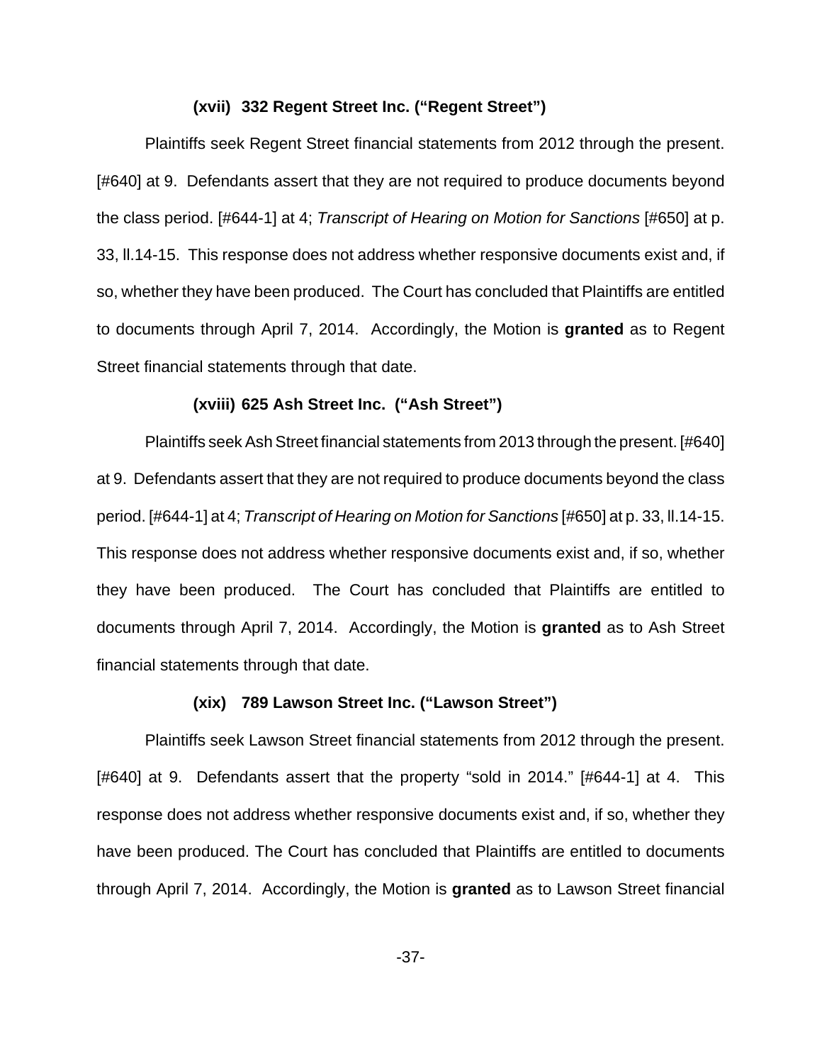#### (xvii) 332 Regent Street Inc. ("Regent Street")

Plaintiffs seek Regent Street financial statements from 2012 through the present. [#640] at 9. Defendants assert that they are not required to produce documents beyond the class period. [#644-1] at 4; *Transcript of Hearing on Motion for Sanctions* [#650] at p. 33, ll.14-15. This response does not address whether responsive documents exist and, if so, whether they have been produced. The Court has concluded that Plaintiffs are entitled to documents through April 7, 2014. Accordingly, the Motion is **granted** as to Regent Street financial statements through that date.

#### (xviii) 625 Ash Street Inc. ("Ash Street")

Plaintiffs seek Ash Street financial statements from 2013 through the present. [#640] at 9. Defendants assert that they are not required to produce documents beyond the class period. [#644-1] at 4; *Transcript of Hearing on Motion for Sanctions* [#650] at p. 33, ll.14-15. This response does not address whether responsive documents exist and, if so, whether they have been produced. The Court has concluded that Plaintiffs are entitled to documents through April 7, 2014. Accordingly, the Motion is **granted** as to Ash Street financial statements through that date.

#### (xix) 789 Lawson Street Inc. ("Lawson Street")

Plaintiffs seek Lawson Street financial statements from 2012 through the present. [#640] at 9. Defendants assert that the property "sold in 2014." [#644-1] at 4. This response does not address whether responsive documents exist and, if so, whether they have been produced. The Court has concluded that Plaintiffs are entitled to documents through April 7, 2014. Accordingly, the Motion is **granted** as to Lawson Street financial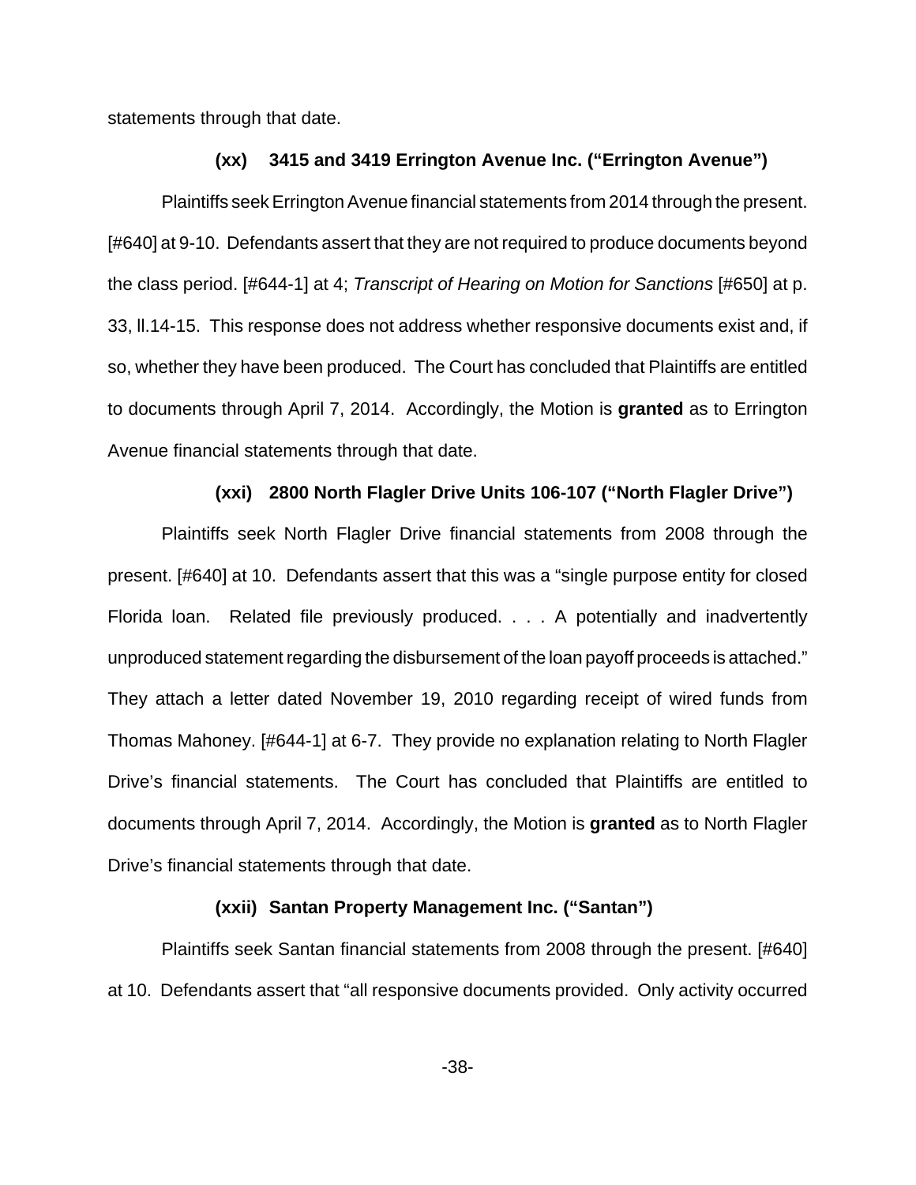statements through that date.

### (xx) 3415 and 3419 Errington Avenue Inc. ("Errington Avenue")

Plaintiffs seek Errington Avenue financial statements from 2014 through the present. [#640] at 9-10. Defendants assert that they are not required to produce documents beyond the class period. [#644-1] at 4; *Transcript of Hearing on Motion for Sanctions* [#650] at p. 33, ll.14-15. This response does not address whether responsive documents exist and, if so, whether they have been produced. The Court has concluded that Plaintiffs are entitled to documents through April 7, 2014. Accordingly, the Motion is **granted** as to Errington Avenue financial statements through that date.

### (xxi) 2800 North Flagler Drive Units 106-107 ("North Flagler Drive")

Plaintiffs seek North Flagler Drive financial statements from 2008 through the present. [#640] at 10. Defendants assert that this was a "single purpose entity for closed Florida loan. Related file previously produced. . . . A potentially and inadvertently unproduced statement regarding the disbursement of the loan payoff proceeds is attached." They attach a letter dated November 19, 2010 regarding receipt of wired funds from Thomas Mahoney. [#644-1] at 6-7. They provide no explanation relating to North Flagler Drive's financial statements. The Court has concluded that Plaintiffs are entitled to documents through April 7, 2014. Accordingly, the Motion is **granted** as to North Flagler Drive's financial statements through that date.

### (xxii) Santan Property Management Inc. ("Santan")

Plaintiffs seek Santan financial statements from 2008 through the present. [#640] at 10. Defendants assert that "all responsive documents provided. Only activity occurred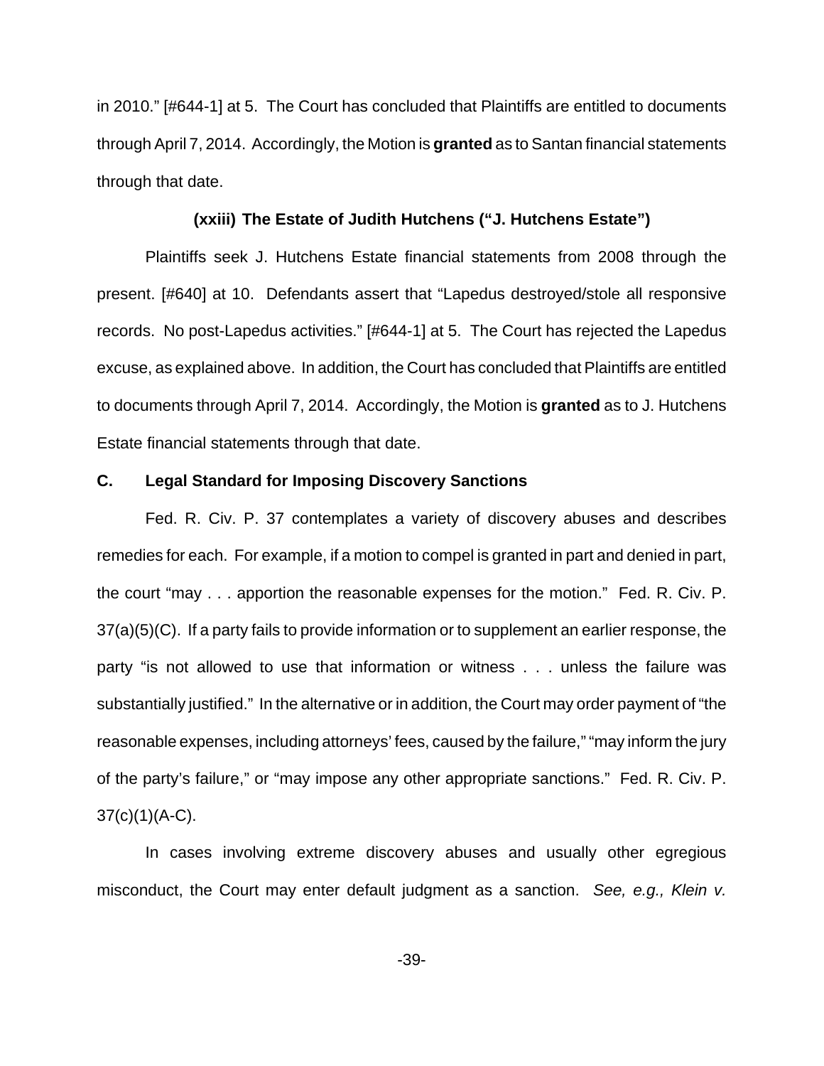in 2010." [#644-1] at 5. The Court has concluded that Plaintiffs are entitled to documents through April 7, 2014. Accordingly, the Motion is **granted** as to Santan financial statements through that date.

**(xxiii) The Estate of Judith Hutchens ("J. Hutchens Estate")**

Plaintiffs seek J. Hutchens Estate financial statements from 2008 through the present. [#640] at 10. Defendants assert that "Lapedus destroyed/stole all responsive records. No post-Lapedus activities." [#644-1] at 5. The Court has rejected the Lapedus excuse, as explained above. In addition, the Court has concluded that Plaintiffs are entitled to documents through April 7, 2014. Accordingly, the Motion is **granted** as to J. Hutchens Estate financial statements through that date.

### C. Legal Standard for Imposing Discovery Sanctions

Fed. R. Civ. P. 37 contemplates a variety of discovery abuses and describes remedies for each. For example, if a motion to compel is granted in part and denied in part, the court "may . . . apportion the reasonable expenses for the motion." Fed. R. Civ. P. 37(a)(5)(C). If a party fails to provide information or to supplement an earlier response, the party "is not allowed to use that information or witness . . . unless the failure was substantially justified." In the alternative or in addition, the Court may order payment of "the reasonable expenses, including attorneys' fees, caused by the failure," "may inform the jury of the party's failure," or "may impose any other appropriate sanctions." Fed. R. Civ. P. 37(c)(1)(A-C).

In cases involving extreme discovery abuses and usually other egregious misconduct, the Court may enter default judgment as a sanction. *See, e.g., Klein v.*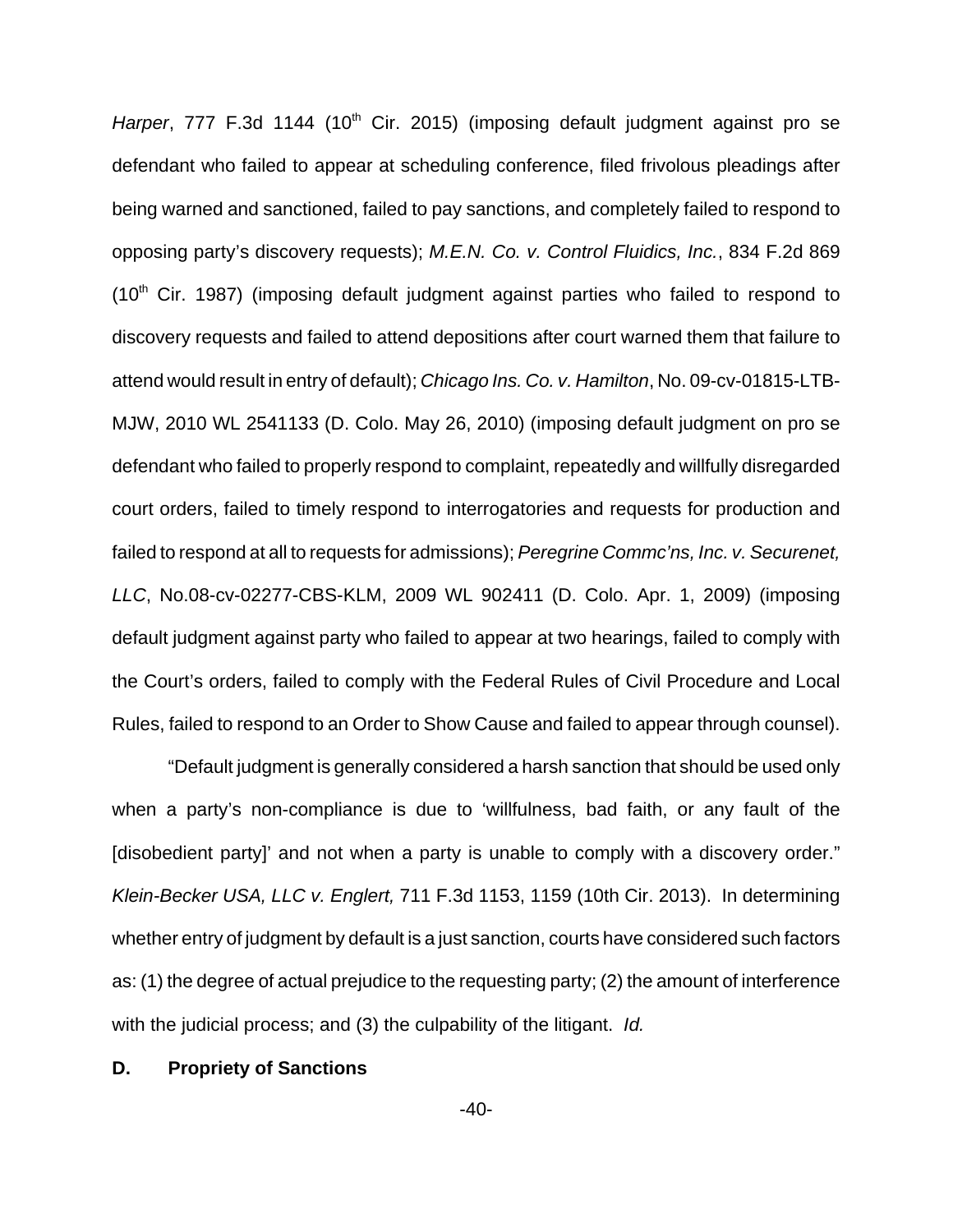*Harper*, 777 F.3d 1144 (10th Cir. 2015) (imposing default judgment against pro se defendant who failed to appear at scheduling conference, filed frivolous pleadings after being warned and sanctioned, failed to pay sanctions, and completely failed to respond to opposing party's discovery requests); *M.E.N. Co. v. Control Fluidics, Inc.*, 834 F.2d 869 (10th Cir. 1987) (imposing default judgment against parties who failed to respond to discovery requests and failed to attend depositions after court warned them that failure to attend would result in entry of default); *Chicago Ins. Co. v. Hamilton*, No. 09-cv-01815-LTB-MJW, 2010 WL 2541133 (D. Colo. May 26, 2010) (imposing default judgment on pro se defendant who failed to properly respond to complaint, repeatedly and willfully disregarded court orders, failed to timely respond to interrogatories and requests for production and failed to respond at all to requests for admissions); *Peregrine Commc'ns, Inc. v. Securenet, LLC*, No.08-cv-02277-CBS-KLM, 2009 WL 902411 (D. Colo. Apr. 1, 2009) (imposing default judgment against party who failed to appear at two hearings, failed to comply with the Court's orders, failed to comply with the Federal Rules of Civil Procedure and Local Rules, failed to respond to an Order to Show Cause and failed to appear through counsel).

"Default judgment is generally considered a harsh sanction that should be used only when a party's non-compliance is due to 'willfulness, bad faith, or any fault of the [disobedient party]' and not when a party is unable to comply with a discovery order." *Klein-Becker USA, LLC v. Englert,* 711 F.3d 1153, 1159 (10th Cir. 2013). In determining whether entry of judgment by default is a just sanction, courts have considered such factors as: (1) the degree of actual prejudice to the requesting party; (2) the amount of interference with the judicial process; and (3) the culpability of the litigant. *Id.*

**D. Propriety of Sanctions**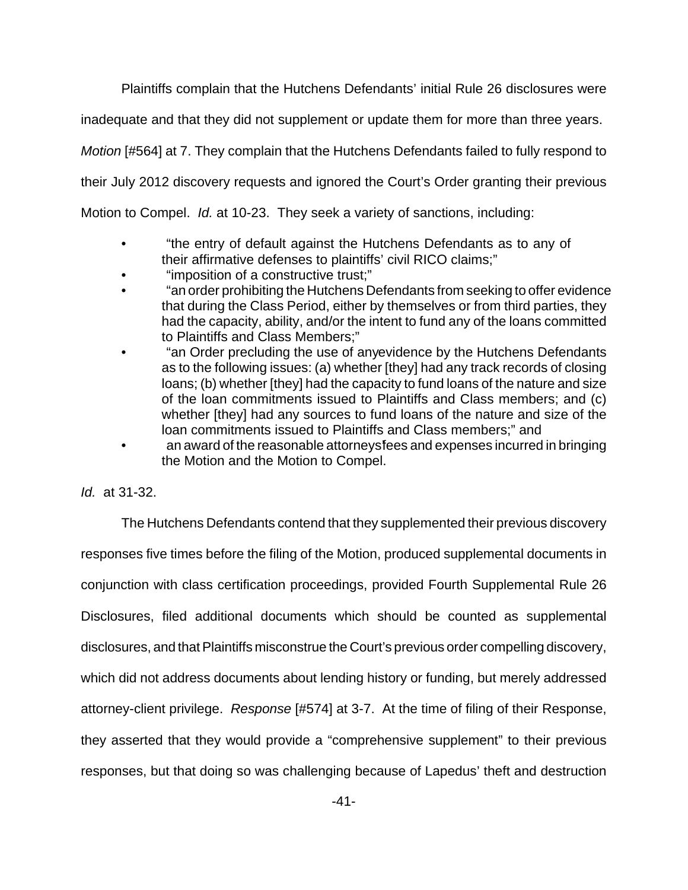Plaintiffs complain that the Hutchens Defendants' initial Rule 26 disclosures were inadequate and that they did not supplement or update them for more than three years. *Motion* [#564] at 7. They complain that the Hutchens Defendants failed to fully respond to their July 2012 discovery requests and ignored the Court's Order granting their previous Motion to Compel. *Id.* at 10-23. They seek a variety of sanctions, including:

- "the entry of default against the Hutchens Defendants as to any of their affirmative defenses to plaintiffs' civil RICO claims;"
- "imposition of a constructive trust;"
- "an order prohibiting the Hutchens Defendants from seeking to offer evidence that during the Class Period, either by themselves or from third parties, they had the capacity, ability, and/or the intent to fund any of the loans committed to Plaintiffs and Class Members;"
- "an Order precluding the use of anyevidence by the Hutchens Defendants as to the following issues: (a) whether [they] had any track records of closing loans; (b) whether [they] had the capacity to fund loans of the nature and size of the loan commitments issued to Plaintiffs and Class members; and (c) whether [they] had any sources to fund loans of the nature and size of the loan commitments issued to Plaintiffs and Class members;" and
- an award of the reasonable attorneysfees and expenses incurred in bringing the Motion and the Motion to Compel.

*Id.* at 31-32.

The Hutchens Defendants contend that they supplemented their previous discovery responses five times before the filing of the Motion, produced supplemental documents in conjunction with class certification proceedings, provided Fourth Supplemental Rule 26 Disclosures, filed additional documents which should be counted as supplemental disclosures, and that Plaintiffs misconstrue the Court's previous order compelling discovery, which did not address documents about lending history or funding, but merely addressed attorney-client privilege. *Response* [#574] at 3-7. At the time of filing of their Response, they asserted that they would provide a "comprehensive supplement" to their previous responses, but that doing so was challenging because of Lapedus' theft and destruction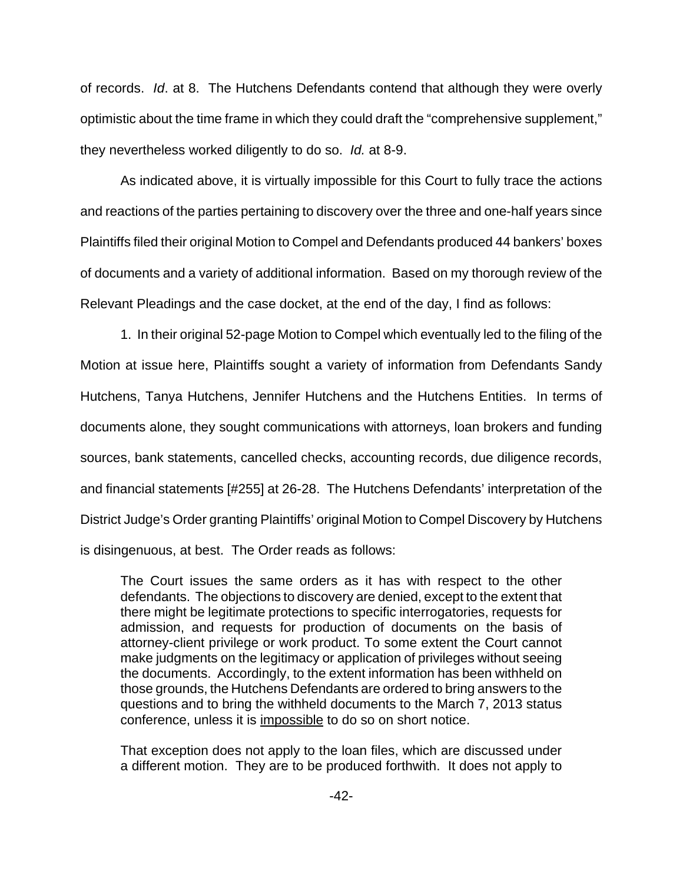of records. *Id*. at 8. The Hutchens Defendants contend that although they were overly optimistic about the time frame in which they could draft the "comprehensive supplement," they nevertheless worked diligently to do so. *Id.* at 8-9.

As indicated above, it is virtually impossible for this Court to fully trace the actions and reactions of the parties pertaining to discovery over the three and one-half years since Plaintiffs filed their original Motion to Compel and Defendants produced 44 bankers' boxes of documents and a variety of additional information. Based on my thorough review of the Relevant Pleadings and the case docket, at the end of the day, I find as follows:

1. In their original 52-page Motion to Compel which eventually led to the filing of the Motion at issue here, Plaintiffs sought a variety of information from Defendants Sandy Hutchens, Tanya Hutchens, Jennifer Hutchens and the Hutchens Entities. In terms of documents alone, they sought communications with attorneys, loan brokers and funding sources, bank statements, cancelled checks, accounting records, due diligence records, and financial statements [#255] at 26-28. The Hutchens Defendants' interpretation of the District Judge's Order granting Plaintiffs' original Motion to Compel Discovery by Hutchens is disingenuous, at best. The Order reads as follows:

> The Court issues the same orders as it has with respect to the other defendants. The objections to discovery are denied, except to the extent that there might be legitimate protections to specific interrogatories, requests for admission, and requests for production of documents on the basis of attorney-client privilege or work product. To some extent the Court cannot make judgments on the legitimacy or application of privileges without seeing the documents. Accordingly, to the extent information has been withheld on those grounds, the Hutchens Defendants are ordered to bring answers to the questions and to bring the withheld documents to the March 7, 2013 status conference, unless it is <u>impossible</u> to do so on short notice.
>
> That exception does not apply to the loan files, which are discussed under a different motion. They are to be produced forthwith. It does not apply to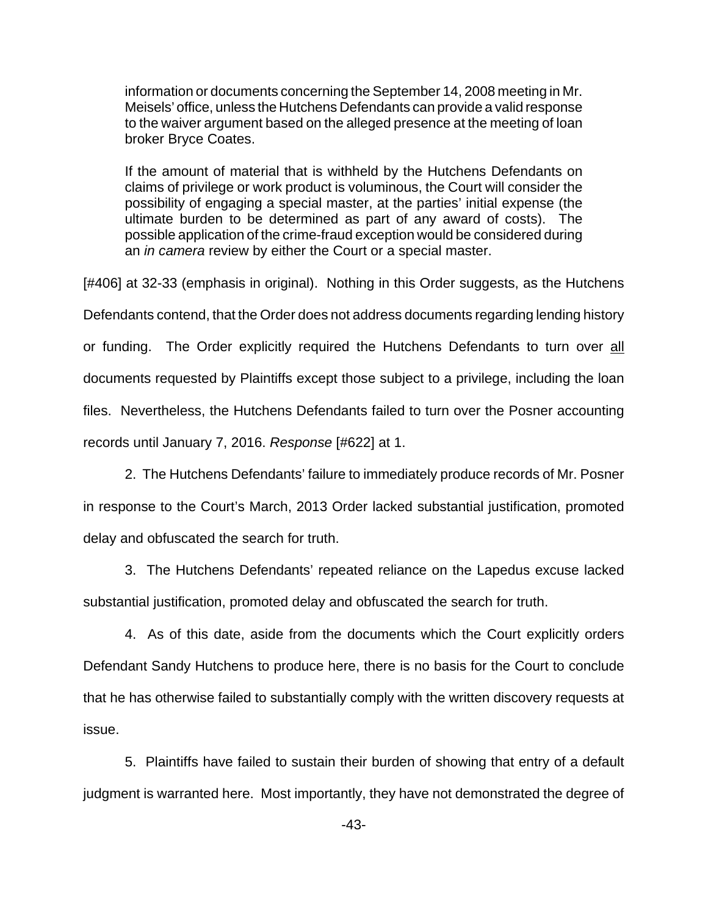> information or documents concerning the September 14, 2008 meeting in Mr. Meisels' office, unless the Hutchens Defendants can provide a valid response to the waiver argument based on the alleged presence at the meeting of loan broker Bryce Coates.
>
> If the amount of material that is withheld by the Hutchens Defendants on claims of privilege or work product is voluminous, the Court will consider the possibility of engaging a special master, at the parties' initial expense (the ultimate burden to be determined as part of any award of costs). The possible application of the crime-fraud exception would be considered during an *in camera* review by either the Court or a special master.

[#406] at 32-33 (emphasis in original). Nothing in this Order suggests, as the Hutchens Defendants contend, that the Order does not address documents regarding lending history or funding. The Order explicitly required the Hutchens Defendants to turn over <u>all</u> documents requested by Plaintiffs except those subject to a privilege, including the loan files. Nevertheless, the Hutchens Defendants failed to turn over the Posner accounting records until January 7, 2016. *Response* [#622] at 1.

2. The Hutchens Defendants' failure to immediately produce records of Mr. Posner in response to the Court's March, 2013 Order lacked substantial justification, promoted delay and obfuscated the search for truth.

3. The Hutchens Defendants' repeated reliance on the Lapedus excuse lacked substantial justification, promoted delay and obfuscated the search for truth.

4. As of this date, aside from the documents which the Court explicitly orders Defendant Sandy Hutchens to produce here, there is no basis for the Court to conclude that he has otherwise failed to substantially comply with the written discovery requests at issue.

5. Plaintiffs have failed to sustain their burden of showing that entry of a default judgment is warranted here. Most importantly, they have not demonstrated the degree of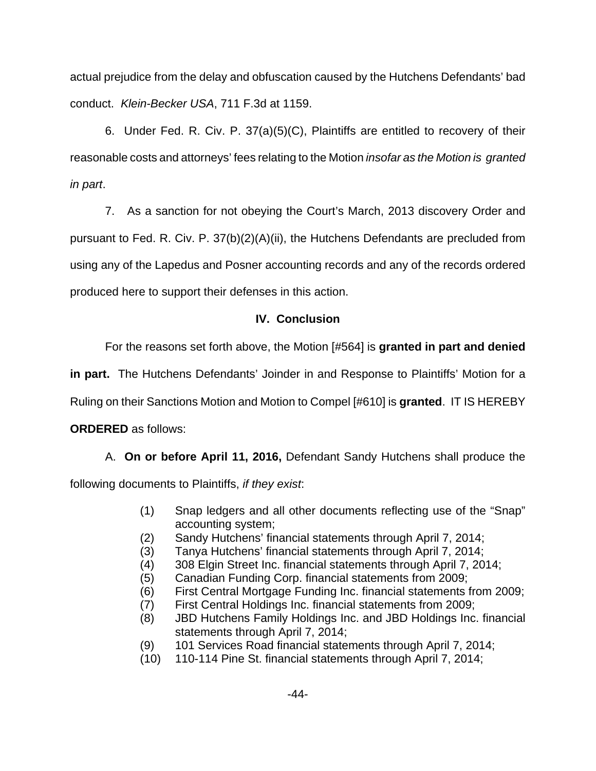actual prejudice from the delay and obfuscation caused by the Hutchens Defendants' bad conduct. *Klein-Becker USA*, 711 F.3d at 1159.

6. Under Fed. R. Civ. P. 37(a)(5)(C), Plaintiffs are entitled to recovery of their reasonable costs and attorneys' fees relating to the Motion *insofar as the Motion is granted in part*.

7. As a sanction for not obeying the Court's March, 2013 discovery Order and pursuant to Fed. R. Civ. P. 37(b)(2)(A)(ii), the Hutchens Defendants are precluded from using any of the Lapedus and Posner accounting records and any of the records ordered produced here to support their defenses in this action.

## IV. Conclusion

For the reasons set forth above, the Motion [#564] is **granted in part and denied in part.** The Hutchens Defendants' Joinder in and Response to Plaintiffs' Motion for a Ruling on their Sanctions Motion and Motion to Compel [#610] is **granted**. IT IS HEREBY **ORDERED** as follows:

A. **On or before April 11, 2016,** Defendant Sandy Hutchens shall produce the following documents to Plaintiffs, *if they exist*:

(1) Snap ledgers and all other documents reflecting use of the "Snap" accounting system;
(2) Sandy Hutchens' financial statements through April 7, 2014;
(3) Tanya Hutchens' financial statements through April 7, 2014;
(4) 308 Elgin Street Inc. financial statements through April 7, 2014;
(5) Canadian Funding Corp. financial statements from 2009;
(6) First Central Mortgage Funding Inc. financial statements from 2009;
(7) First Central Holdings Inc. financial statements from 2009;
(8) JBD Hutchens Family Holdings Inc. and JBD Holdings Inc. financial statements through April 7, 2014;
(9) 101 Services Road financial statements through April 7, 2014;
(10) 110-114 Pine St. financial statements through April 7, 2014;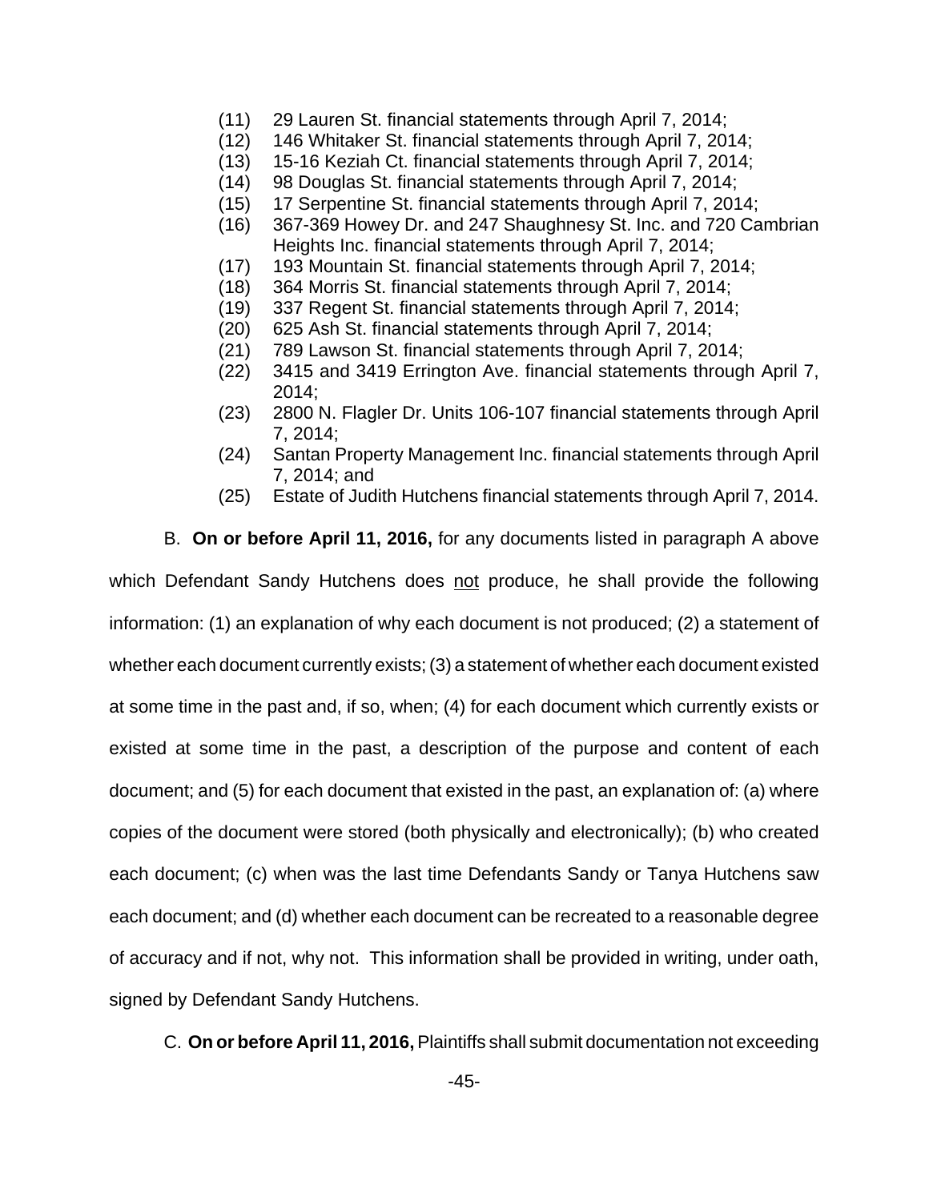(11) 29 Lauren St. financial statements through April 7, 2014;
(12) 146 Whitaker St. financial statements through April 7, 2014;
(13) 15-16 Keziah Ct. financial statements through April 7, 2014;
(14) 98 Douglas St. financial statements through April 7, 2014;
(15) 17 Serpentine St. financial statements through April 7, 2014;
(16) 367-369 Howey Dr. and 247 Shaughnesy St. Inc. and 720 Cambrian Heights Inc. financial statements through April 7, 2014;
(17) 193 Mountain St. financial statements through April 7, 2014;
(18) 364 Morris St. financial statements through April 7, 2014;
(19) 337 Regent St. financial statements through April 7, 2014;
(20) 625 Ash St. financial statements through April 7, 2014;
(21) 789 Lawson St. financial statements through April 7, 2014;
(22) 3415 and 3419 Errington Ave. financial statements through April 7, 2014;
(23) 2800 N. Flagler Dr. Units 106-107 financial statements through April 7, 2014;
(24) Santan Property Management Inc. financial statements through April 7, 2014; and
(25) Estate of Judith Hutchens financial statements through April 7, 2014.

B. **On or before April 11, 2016,** for any documents listed in paragraph A above which Defendant Sandy Hutchens does not produce, he shall provide the following information: (1) an explanation of why each document is not produced; (2) a statement of whether each document currently exists; (3) a statement of whether each document existed at some time in the past and, if so, when; (4) for each document which currently exists or existed at some time in the past, a description of the purpose and content of each document; and (5) for each document that existed in the past, an explanation of: (a) where copies of the document were stored (both physically and electronically); (b) who created each document; (c) when was the last time Defendants Sandy or Tanya Hutchens saw each document; and (d) whether each document can be recreated to a reasonable degree of accuracy and if not, why not. This information shall be provided in writing, under oath, signed by Defendant Sandy Hutchens.

C. **On or before April 11, 2016,** Plaintiffs shall submit documentation not exceeding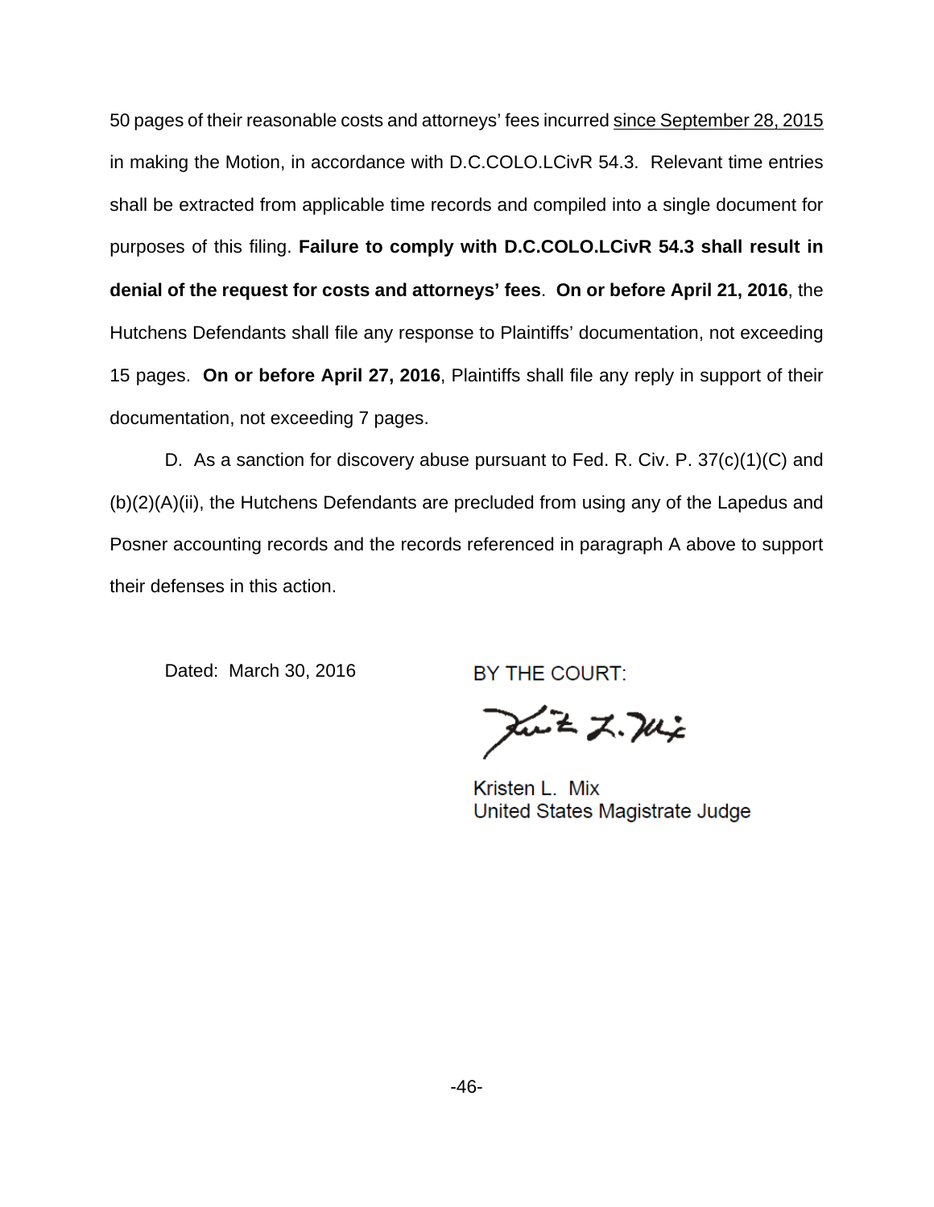50 pages of their reasonable costs and attorneys' fees incurred since September 28, 2015 in making the Motion, in accordance with D.C.COLO.LCivR 54.3. Relevant time entries shall be extracted from applicable time records and compiled into a single document for purposes of this filing. **Failure to comply with D.C.COLO.LCivR 54.3 shall result in denial of the request for costs and attorneys' fees**. **On or before April 21, 2016**, the Hutchens Defendants shall file any response to Plaintiffs' documentation, not exceeding 15 pages. **On or before April 27, 2016**, Plaintiffs shall file any reply in support of their documentation, not exceeding 7 pages.

D. As a sanction for discovery abuse pursuant to Fed. R. Civ. P. 37(c)(1)(C) and (b)(2)(A)(ii), the Hutchens Defendants are precluded from using any of the Lapedus and Posner accounting records and the records referenced in paragraph A above to support their defenses in this action.

Dated: March 30, 2016

BY THE COURT:

Kristen L. Mix
United States Magistrate Judge